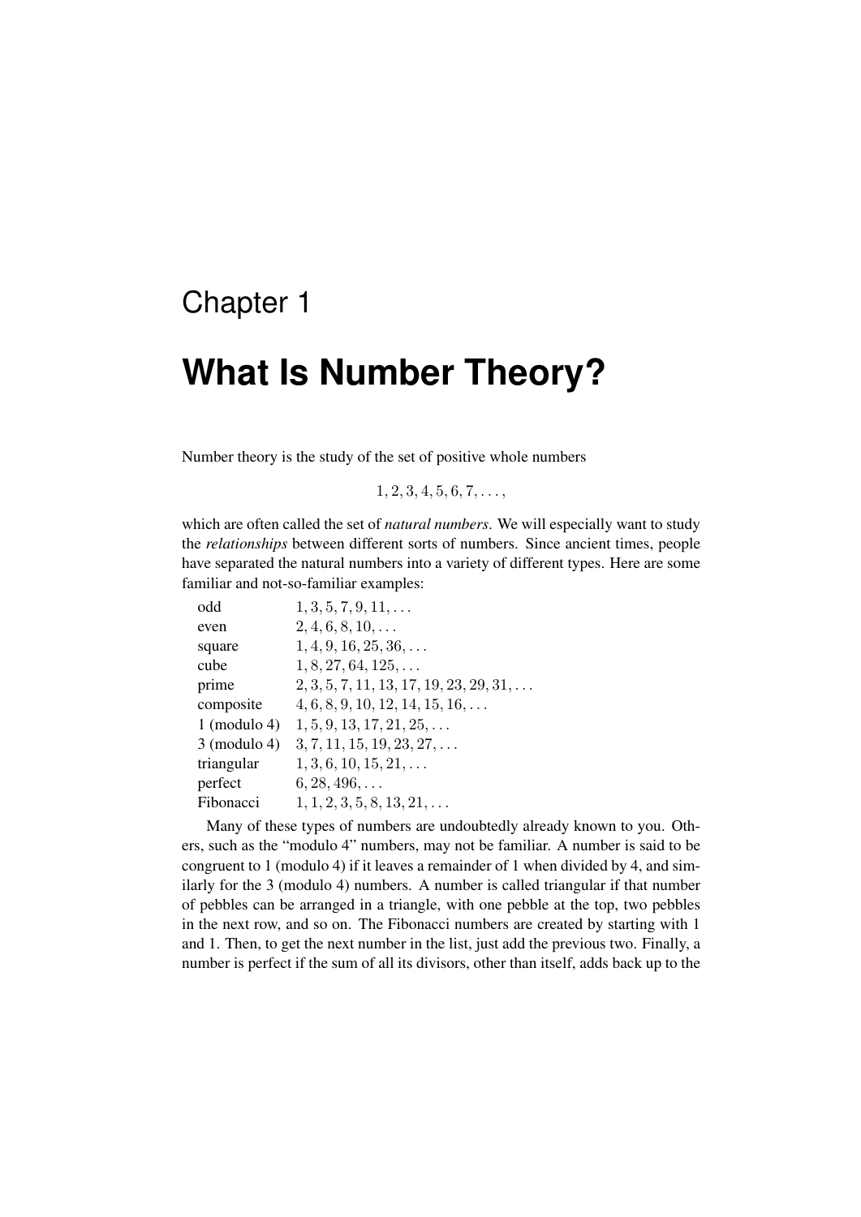# Chapter 1

# What Is Number Theory?

Number theory is the study of the set of positive whole numbers

$$1, 2, 3, 4, 5, 6, 7, \ldots,$$

which are often called the set of *natural numbers*. We will especially want to study the *relationships* between different sorts of numbers. Since ancient times, people have separated the natural numbers into a variety of different types. Here are some familiar and not-so-familiar examples:

| | |
|---|---|
| odd | $1, 3, 5, 7, 9, 11, \ldots$ |
| even | $2, 4, 6, 8, 10, \ldots$ |
| square | $1, 4, 9, 16, 25, 36, \ldots$ |
| cube | $1, 8, 27, 64, 125, \ldots$ |
| prime | $2, 3, 5, 7, 11, 13, 17, 19, 23, 29, 31, \ldots$ |
| composite | $4, 6, 8, 9, 10, 12, 14, 15, 16, \ldots$ |
| 1 (modulo 4) | $1, 5, 9, 13, 17, 21, 25, \ldots$ |
| 3 (modulo 4) | $3, 7, 11, 15, 19, 23, 27, \ldots$ |
| triangular | $1, 3, 6, 10, 15, 21, \ldots$ |
| perfect | $6, 28, 496, \ldots$ |
| Fibonacci | $1, 1, 2, 3, 5, 8, 13, 21, \ldots$ |

Many of these types of numbers are undoubtedly already known to you. Others, such as the "modulo 4" numbers, may not be familiar. A number is said to be congruent to 1 (modulo 4) if it leaves a remainder of 1 when divided by 4, and similarly for the 3 (modulo 4) numbers. A number is called triangular if that number of pebbles can be arranged in a triangle, with one pebble at the top, two pebbles in the next row, and so on. The Fibonacci numbers are created by starting with 1 and 1. Then, to get the next number in the list, just add the previous two. Finally, a number is perfect if the sum of all its divisors, other than itself, adds back up to the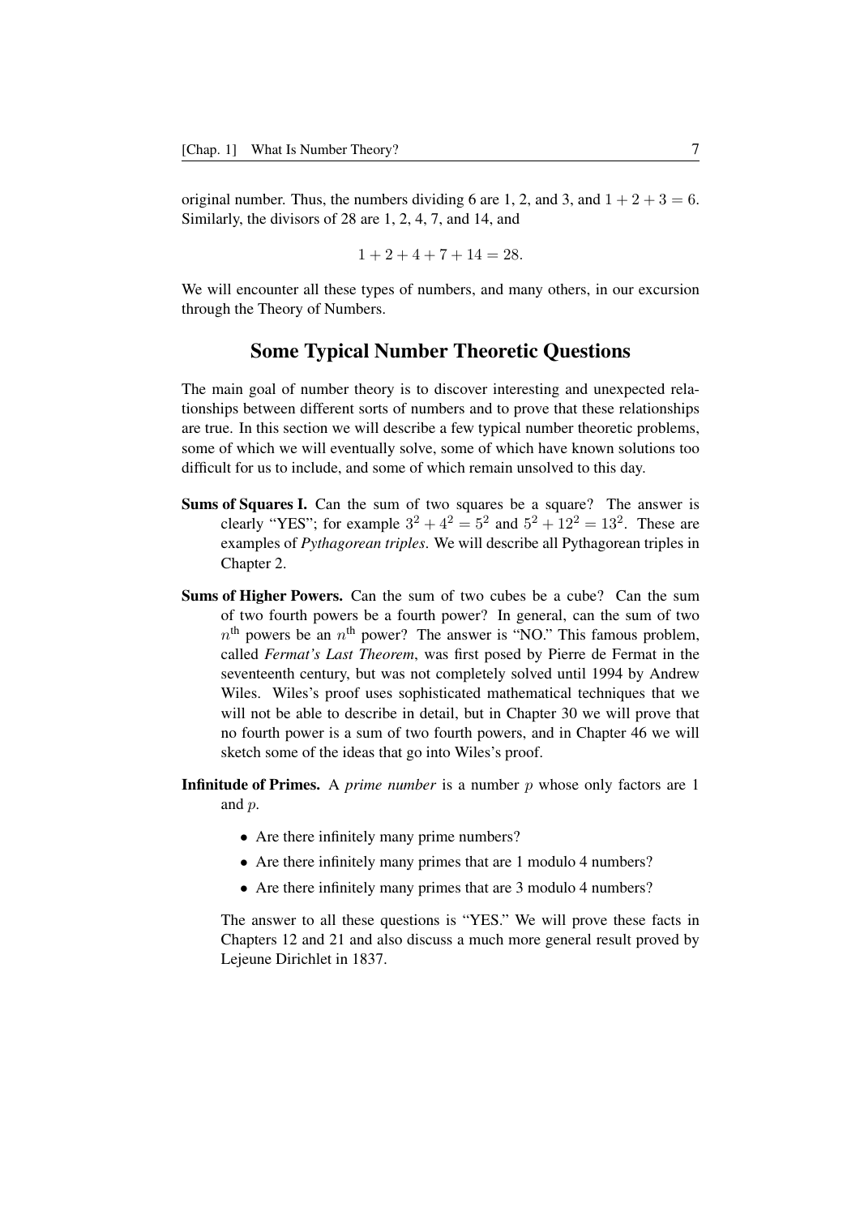original number. Thus, the numbers dividing 6 are 1, 2, and 3, and $1 + 2 + 3 = 6$. Similarly, the divisors of 28 are 1, 2, 4, 7, and 14, and

$$1 + 2 + 4 + 7 + 14 = 28.$$

We will encounter all these types of numbers, and many others, in our excursion through the Theory of Numbers.

## Some Typical Number Theoretic Questions

The main goal of number theory is to discover interesting and unexpected relationships between different sorts of numbers and to prove that these relationships are true. In this section we will describe a few typical number theoretic problems, some of which we will eventually solve, some of which have known solutions too difficult for us to include, and some of which remain unsolved to this day.

**Sums of Squares I.** Can the sum of two squares be a square? The answer is clearly "YES"; for example $3^2 + 4^2 = 5^2$ and $5^2 + 12^2 = 13^2$. These are examples of *Pythagorean triples*. We will describe all Pythagorean triples in Chapter 2.

**Sums of Higher Powers.** Can the sum of two cubes be a cube? Can the sum of two fourth powers be a fourth power? In general, can the sum of two $n^{\text{th}}$ powers be an $n^{\text{th}}$ power? The answer is "NO." This famous problem, called *Fermat's Last Theorem*, was first posed by Pierre de Fermat in the seventeenth century, but was not completely solved until 1994 by Andrew Wiles. Wiles's proof uses sophisticated mathematical techniques that we will not be able to describe in detail, but in Chapter 30 we will prove that no fourth power is a sum of two fourth powers, and in Chapter 46 we will sketch some of the ideas that go into Wiles's proof.

**Infinitude of Primes.** A *prime number* is a number $p$ whose only factors are 1 and $p$.

- Are there infinitely many prime numbers?
- Are there infinitely many primes that are 1 modulo 4 numbers?
- Are there infinitely many primes that are 3 modulo 4 numbers?

The answer to all these questions is "YES." We will prove these facts in Chapters 12 and 21 and also discuss a much more general result proved by Lejeune Dirichlet in 1837.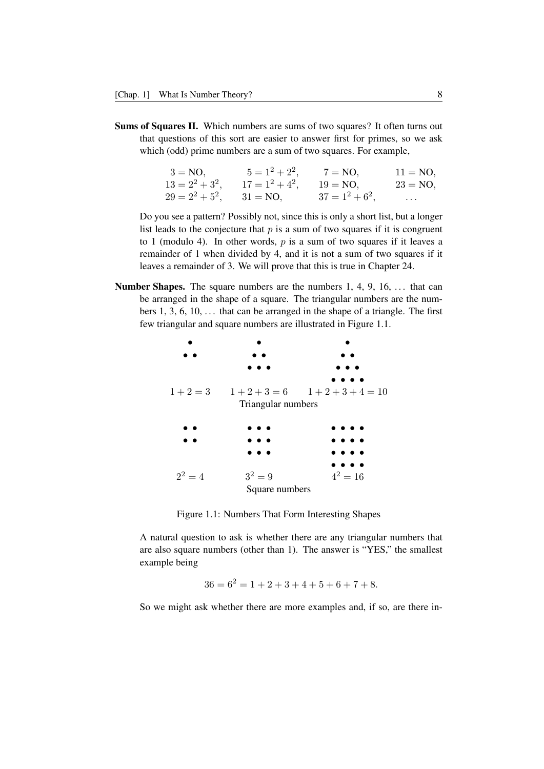**Sums of Squares II.** Which numbers are sums of two squares? It often turns out that questions of this sort are easier to answer first for primes, so we ask which (odd) prime numbers are a sum of two squares. For example,

$$
\begin{array}{llll}
3 = \text{NO}, & 5 = 1^2 + 2^2, & 7 = \text{NO}, & 11 = \text{NO}, \\
13 = 2^2 + 3^2, & 17 = 1^2 + 4^2, & 19 = \text{NO}, & 23 = \text{NO}, \\
29 = 2^2 + 5^2, & 31 = \text{NO}, & 37 = 1^2 + 6^2, & \ldots
\end{array}
$$

Do you see a pattern? Possibly not, since this is only a short list, but a longer list leads to the conjecture that $p$ is a sum of two squares if it is congruent to 1 (modulo 4). In other words, $p$ is a sum of two squares if it leaves a remainder of 1 when divided by 4, and it is not a sum of two squares if it leaves a remainder of 3. We will prove that this is true in Chapter 24.

**Number Shapes.** The square numbers are the numbers 1, 4, 9, 16, ... that can be arranged in the shape of a square. The triangular numbers are the numbers 1, 3, 6, 10, ... that can be arranged in the shape of a triangle. The first few triangular and square numbers are illustrated in Figure 1.1.

```
   •          •            •
  • •        • •          • •
            • • •        • • •
                        • • • •
1 + 2 = 3  1 + 2 + 3 = 6  1 + 2 + 3 + 4 = 10
          Triangular numbers

  • •       • • •        • • • •
  • •       • • •        • • • •
            • • •        • • • •
                         • • • •
 2^2 = 4    3^2 = 9      4^2 = 16
           Square numbers
```

Figure 1.1: Numbers That Form Interesting Shapes

A natural question to ask is whether there are any triangular numbers that are also square numbers (other than 1). The answer is "YES," the smallest example being

$$36 = 6^2 = 1 + 2 + 3 + 4 + 5 + 6 + 7 + 8.$$

So we might ask whether there are more examples and, if so, are there in-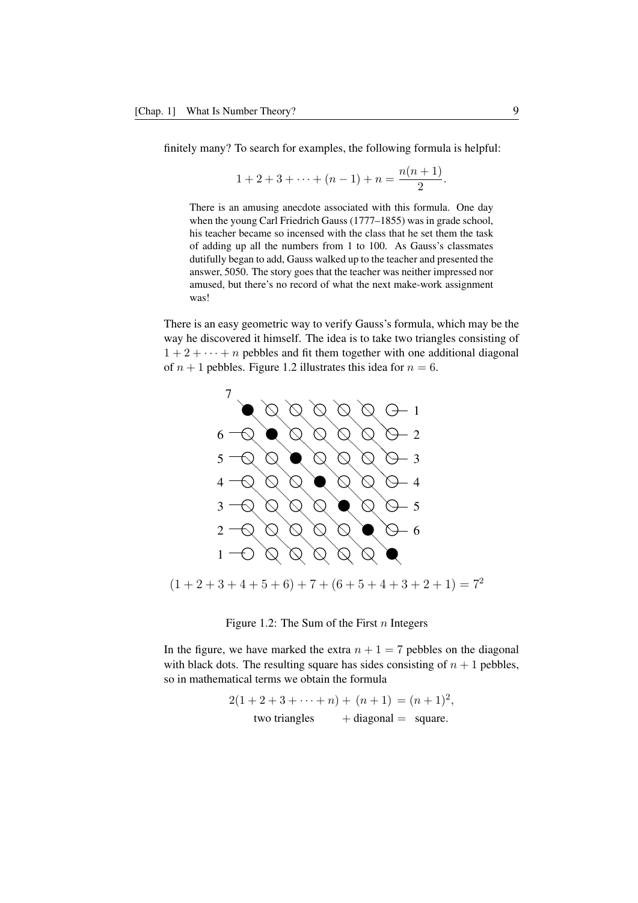finitely many? To search for examples, the following formula is helpful:

$$1 + 2 + 3 + \cdots + (n-1) + n = \frac{n(n+1)}{2}.$$

> There is an amusing anecdote associated with this formula. One day when the young Carl Friedrich Gauss (1777–1855) was in grade school, his teacher became so incensed with the class that he set them the task of adding up all the numbers from 1 to 100. As Gauss's classmates dutifully began to add, Gauss walked up to the teacher and presented the answer, 5050. The story goes that the teacher was neither impressed nor amused, but there's no record of what the next make-work assignment was!

There is an easy geometric way to verify Gauss's formula, which may be the way he discovered it himself. The idea is to take two triangles consisting of $1 + 2 + \cdots + n$ pebbles and fit them together with one additional diagonal of $n + 1$ pebbles. Figure 1.2 illustrates this idea for $n = 6$.

$$(1+2+3+4+5+6) + 7 + (6+5+4+3+2+1) = 7^2$$

Figure 1.2: The Sum of the First $n$ Integers

In the figure, we have marked the extra $n + 1 = 7$ pebbles on the diagonal with black dots. The resulting square has sides consisting of $n + 1$ pebbles, so in mathematical terms we obtain the formula

$$\begin{array}{ccccc} 2(1+2+3+\cdots+n) & + & (n+1) & = & (n+1)^2, \\ \text{two triangles} & + & \text{diagonal} & = & \text{square.} \end{array}$$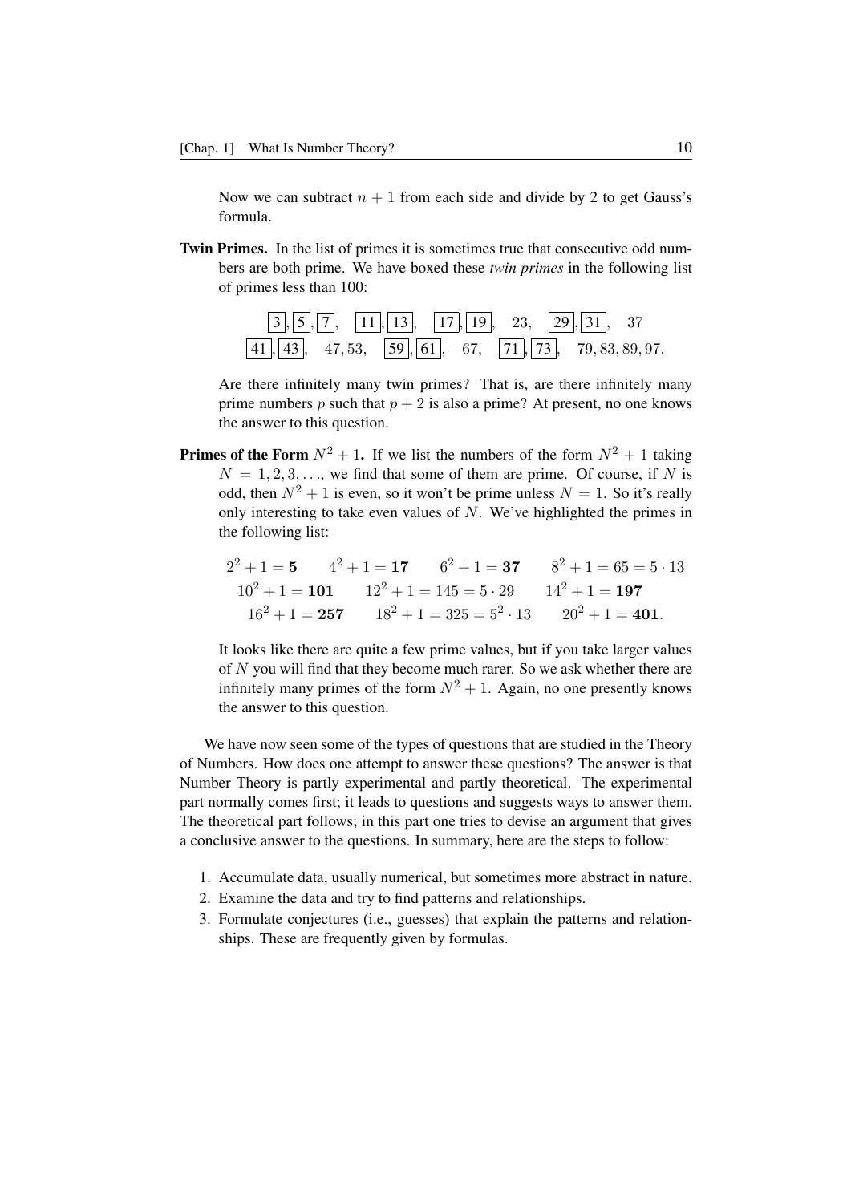Now we can subtract $n + 1$ from each side and divide by 2 to get Gauss's formula.

**Twin Primes.** In the list of primes it is sometimes true that consecutive odd numbers are both prime. We have boxed these *twin primes* in the following list of primes less than 100:

$$\boxed{3}, \boxed{5}, \boxed{7}, \quad \boxed{11}, \boxed{13}, \quad \boxed{17}, \boxed{19}, \quad 23, \quad \boxed{29}, \boxed{31}, \quad 37$$
$$\boxed{41}, \boxed{43}, \quad 47, 53, \quad \boxed{59}, \boxed{61}, \quad 67, \quad \boxed{71}, \boxed{73}, \quad 79, 83, 89, 97.$$

Are there infinitely many twin primes? That is, are there infinitely many prime numbers $p$ such that $p + 2$ is also a prime? At present, no one knows the answer to this question.

**Primes of the Form $N^2 + 1$.** If we list the numbers of the form $N^2 + 1$ taking $N = 1, 2, 3, \ldots$, we find that some of them are prime. Of course, if $N$ is odd, then $N^2 + 1$ is even, so it won't be prime unless $N = 1$. So it's really only interesting to take even values of $N$. We've highlighted the primes in the following list:

$$2^2 + 1 = \mathbf{5} \qquad 4^2 + 1 = \mathbf{17} \qquad 6^2 + 1 = \mathbf{37} \qquad 8^2 + 1 = 65 = 5 \cdot 13$$
$$10^2 + 1 = \mathbf{101} \qquad 12^2 + 1 = 145 = 5 \cdot 29 \qquad 14^2 + 1 = \mathbf{197}$$
$$16^2 + 1 = \mathbf{257} \qquad 18^2 + 1 = 325 = 5^2 \cdot 13 \qquad 20^2 + 1 = \mathbf{401}.$$

It looks like there are quite a few prime values, but if you take larger values of $N$ you will find that they become much rarer. So we ask whether there are infinitely many primes of the form $N^2 + 1$. Again, no one presently knows the answer to this question.

We have now seen some of the types of questions that are studied in the Theory of Numbers. How does one attempt to answer these questions? The answer is that Number Theory is partly experimental and partly theoretical. The experimental part normally comes first; it leads to questions and suggests ways to answer them. The theoretical part follows; in this part one tries to devise an argument that gives a conclusive answer to the questions. In summary, here are the steps to follow:

1. Accumulate data, usually numerical, but sometimes more abstract in nature.
2. Examine the data and try to find patterns and relationships.
3. Formulate conjectures (i.e., guesses) that explain the patterns and relationships. These are frequently given by formulas.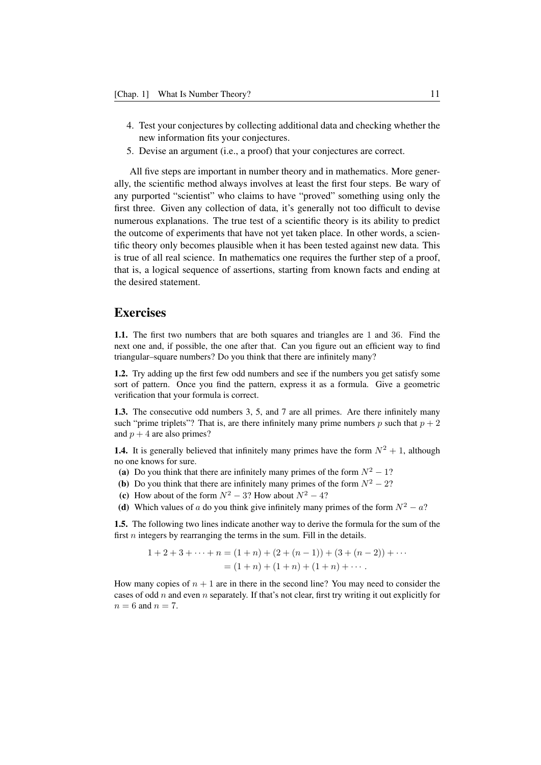4. Test your conjectures by collecting additional data and checking whether the new information fits your conjectures.
5. Devise an argument (i.e., a proof) that your conjectures are correct.

All five steps are important in number theory and in mathematics. More generally, the scientific method always involves at least the first four steps. Be wary of any purported "scientist" who claims to have "proved" something using only the first three. Given any collection of data, it's generally not too difficult to devise numerous explanations. The true test of a scientific theory is its ability to predict the outcome of experiments that have not yet taken place. In other words, a scientific theory only becomes plausible when it has been tested against new data. This is true of all real science. In mathematics one requires the further step of a proof, that is, a logical sequence of assertions, starting from known facts and ending at the desired statement.

## Exercises

**1.1.** The first two numbers that are both squares and triangles are $1$ and $36$. Find the next one and, if possible, the one after that. Can you figure out an efficient way to find triangular–square numbers? Do you think that there are infinitely many?

**1.2.** Try adding up the first few odd numbers and see if the numbers you get satisfy some sort of pattern. Once you find the pattern, express it as a formula. Give a geometric verification that your formula is correct.

**1.3.** The consecutive odd numbers 3, 5, and 7 are all primes. Are there infinitely many such "prime triplets"? That is, are there infinitely many prime numbers $p$ such that $p+2$ and $p+4$ are also primes?

**1.4.** It is generally believed that infinitely many primes have the form $N^2+1$, although no one knows for sure.

**(a)** Do you think that there are infinitely many primes of the form $N^2-1$?
**(b)** Do you think that there are infinitely many primes of the form $N^2-2$?
**(c)** How about of the form $N^2-3$? How about $N^2-4$?
**(d)** Which values of $a$ do you think give infinitely many primes of the form $N^2-a$?

**1.5.** The following two lines indicate another way to derive the formula for the sum of the first $n$ integers by rearranging the terms in the sum. Fill in the details.

$$\begin{aligned} 1+2+3+\cdots+n &= (1+n)+(2+(n-1))+(3+(n-2))+\cdots \\ &= (1+n)+(1+n)+(1+n)+\cdots. \end{aligned}$$

How many copies of $n+1$ are in there in the second line? You may need to consider the cases of odd $n$ and even $n$ separately. If that's not clear, first try writing it out explicitly for $n=6$ and $n=7$.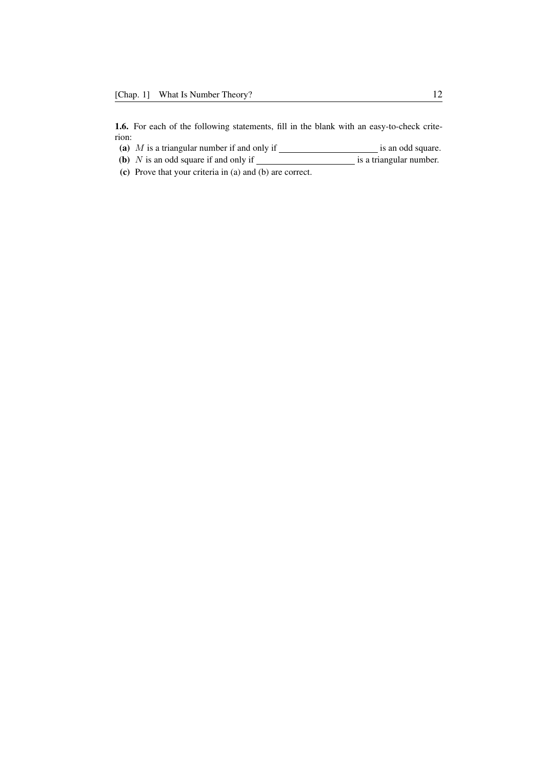**1.6.** For each of the following statements, fill in the blank with an easy-to-check criterion:

**(a)** $M$ is a triangular number if and only if \_\_\_\_\_\_\_\_\_\_\_\_\_\_\_\_\_\_\_\_ is an odd square.

**(b)** $N$ is an odd square if and only if \_\_\_\_\_\_\_\_\_\_\_\_\_\_\_\_\_\_\_\_ is a triangular number.

**(c)** Prove that your criteria in (a) and (b) are correct.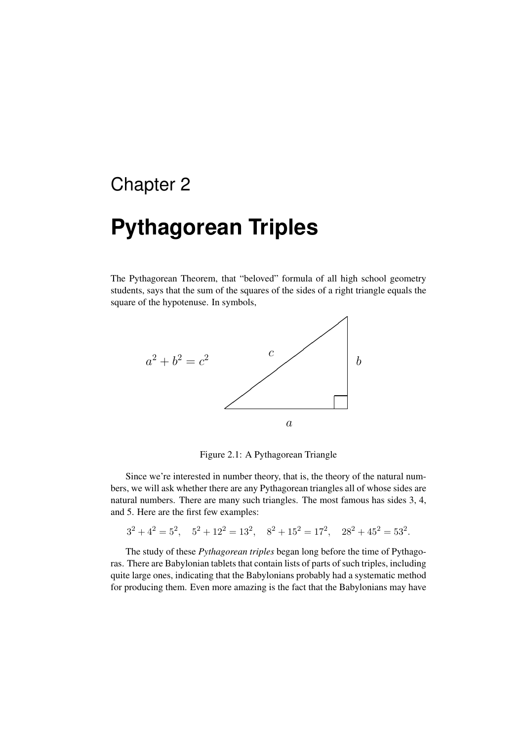# Chapter 2

# Pythagorean Triples

The Pythagorean Theorem, that "beloved" formula of all high school geometry students, says that the sum of the squares of the sides of a right triangle equals the square of the hypotenuse. In symbols,

$$a^2 + b^2 = c^2$$

Figure 2.1: A Pythagorean Triangle

Since we're interested in number theory, that is, the theory of the natural numbers, we will ask whether there are any Pythagorean triangles all of whose sides are natural numbers. There are many such triangles. The most famous has sides 3, 4, and 5. Here are the first few examples:

$$3^2 + 4^2 = 5^2, \quad 5^2 + 12^2 = 13^2, \quad 8^2 + 15^2 = 17^2, \quad 28^2 + 45^2 = 53^2.$$

The study of these *Pythagorean triples* began long before the time of Pythagoras. There are Babylonian tablets that contain lists of parts of such triples, including quite large ones, indicating that the Babylonians probably had a systematic method for producing them. Even more amazing is the fact that the Babylonians may have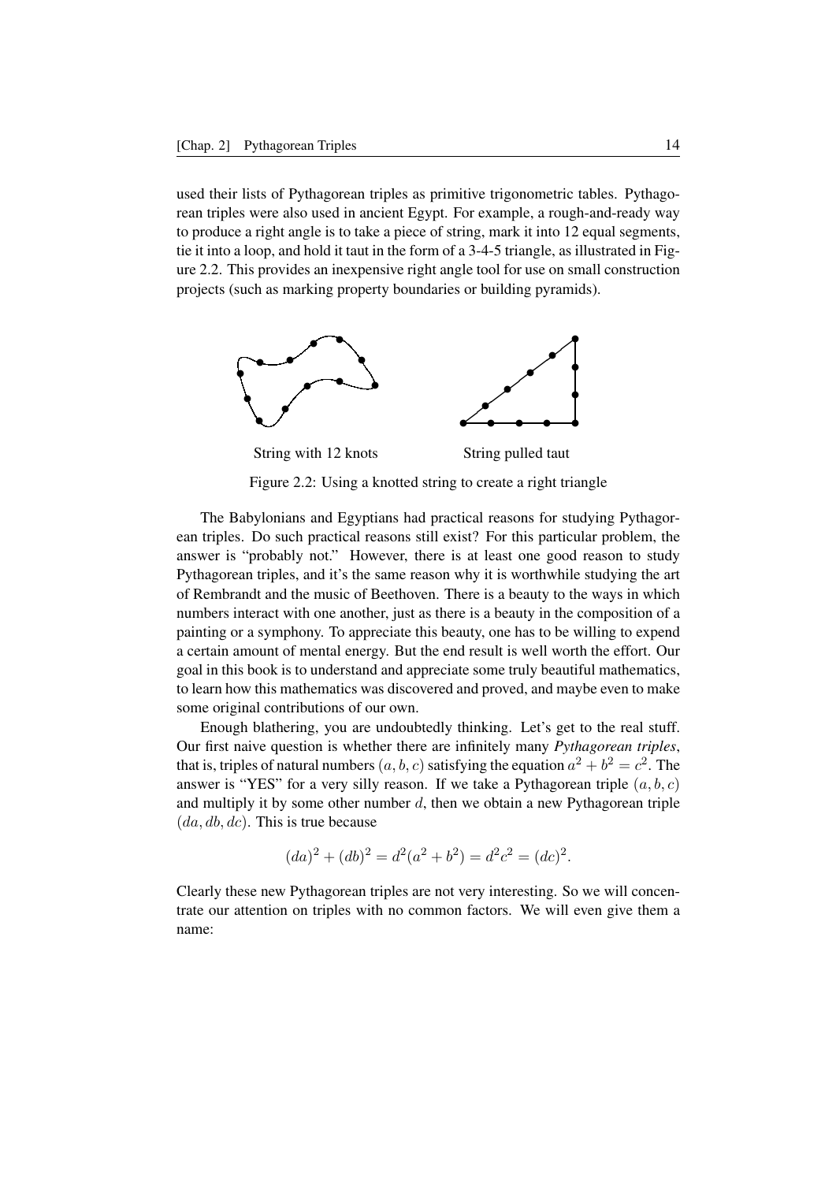used their lists of Pythagorean triples as primitive trigonometric tables. Pythagorean triples were also used in ancient Egypt. For example, a rough-and-ready way to produce a right angle is to take a piece of string, mark it into 12 equal segments, tie it into a loop, and hold it taut in the form of a 3-4-5 triangle, as illustrated in Figure 2.2. This provides an inexpensive right angle tool for use on small construction projects (such as marking property boundaries or building pyramids).

String with 12 knots

String pulled taut

Figure 2.2: Using a knotted string to create a right triangle

The Babylonians and Egyptians had practical reasons for studying Pythagorean triples. Do such practical reasons still exist? For this particular problem, the answer is "probably not." However, there is at least one good reason to study Pythagorean triples, and it's the same reason why it is worthwhile studying the art of Rembrandt and the music of Beethoven. There is a beauty to the ways in which numbers interact with one another, just as there is a beauty in the composition of a painting or a symphony. To appreciate this beauty, one has to be willing to expend a certain amount of mental energy. But the end result is well worth the effort. Our goal in this book is to understand and appreciate some truly beautiful mathematics, to learn how this mathematics was discovered and proved, and maybe even to make some original contributions of our own.

Enough blathering, you are undoubtedly thinking. Let's get to the real stuff. Our first naive question is whether there are infinitely many *Pythagorean triples*, that is, triples of natural numbers $(a, b, c)$ satisfying the equation $a^2 + b^2 = c^2$. The answer is "YES" for a very silly reason. If we take a Pythagorean triple $(a, b, c)$ and multiply it by some other number $d$, then we obtain a new Pythagorean triple $(da, db, dc)$. This is true because

$$(da)^2 + (db)^2 = d^2(a^2 + b^2) = d^2c^2 = (dc)^2.$$

Clearly these new Pythagorean triples are not very interesting. So we will concentrate our attention on triples with no common factors. We will even give them a name: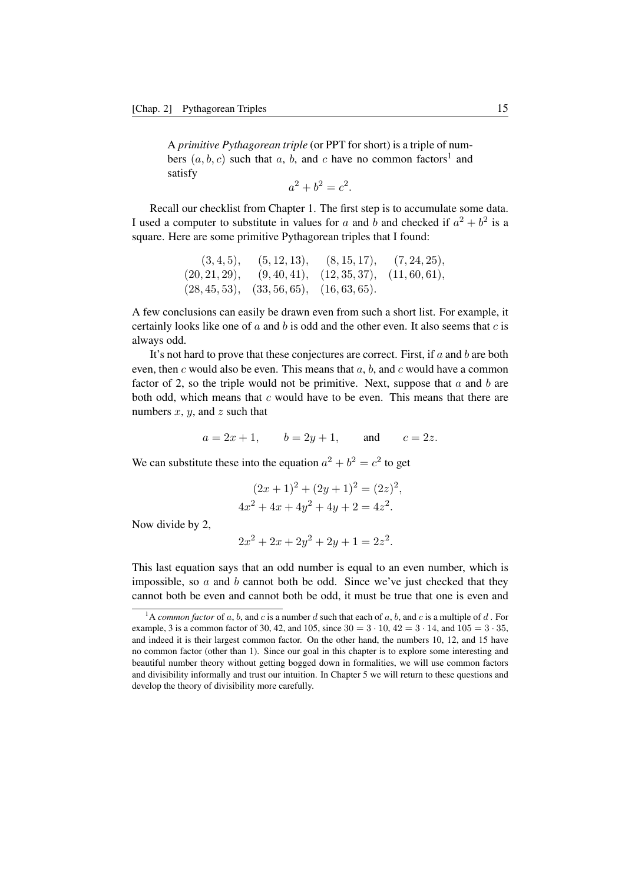A *primitive Pythagorean triple* (or PPT for short) is a triple of numbers $(a, b, c)$ such that $a$, $b$, and $c$ have no common factors[1] and satisfy

$$a^2 + b^2 = c^2.$$

Recall our checklist from Chapter 1. The first step is to accumulate some data. I used a computer to substitute in values for $a$ and $b$ and checked if $a^2 + b^2$ is a square. Here are some primitive Pythagorean triples that I found:

$$\begin{array}{cccc} (3,4,5), & (5,12,13), & (8,15,17), & (7,24,25), \\ (20,21,29), & (9,40,41), & (12,35,37), & (11,60,61), \\ (28,45,53), & (33,56,65), & (16,63,65). & \end{array}$$

A few conclusions can easily be drawn even from such a short list. For example, it certainly looks like one of $a$ and $b$ is odd and the other even. It also seems that $c$ is always odd.

It's not hard to prove that these conjectures are correct. First, if $a$ and $b$ are both even, then $c$ would also be even. This means that $a$, $b$, and $c$ would have a common factor of 2, so the triple would not be primitive. Next, suppose that $a$ and $b$ are both odd, which means that $c$ would have to be even. This means that there are numbers $x$, $y$, and $z$ such that

$$a = 2x + 1, \qquad b = 2y + 1, \qquad \text{and} \qquad c = 2z.$$

We can substitute these into the equation $a^2 + b^2 = c^2$ to get

$$\begin{aligned} (2x+1)^2 + (2y+1)^2 &= (2z)^2, \\ 4x^2 + 4x + 4y^2 + 4y + 2 &= 4z^2. \end{aligned}$$

Now divide by 2,

$$2x^2 + 2x + 2y^2 + 2y + 1 = 2z^2.$$

This last equation says that an odd number is equal to an even number, which is impossible, so $a$ and $b$ cannot both be odd. Since we've just checked that they cannot both be even and cannot both be odd, it must be true that one is even and

[1] A *common factor* of $a$, $b$, and $c$ is a number $d$ such that each of $a$, $b$, and $c$ is a multiple of $d$. For example, 3 is a common factor of 30, 42, and 105, since $30 = 3 \cdot 10$, $42 = 3 \cdot 14$, and $105 = 3 \cdot 35$, and indeed it is their largest common factor. On the other hand, the numbers 10, 12, and 15 have no common factor (other than 1). Since our goal in this chapter is to explore some interesting and beautiful number theory without getting bogged down in formalities, we will use common factors and divisibility informally and trust our intuition. In Chapter 5 we will return to these questions and develop the theory of divisibility more carefully.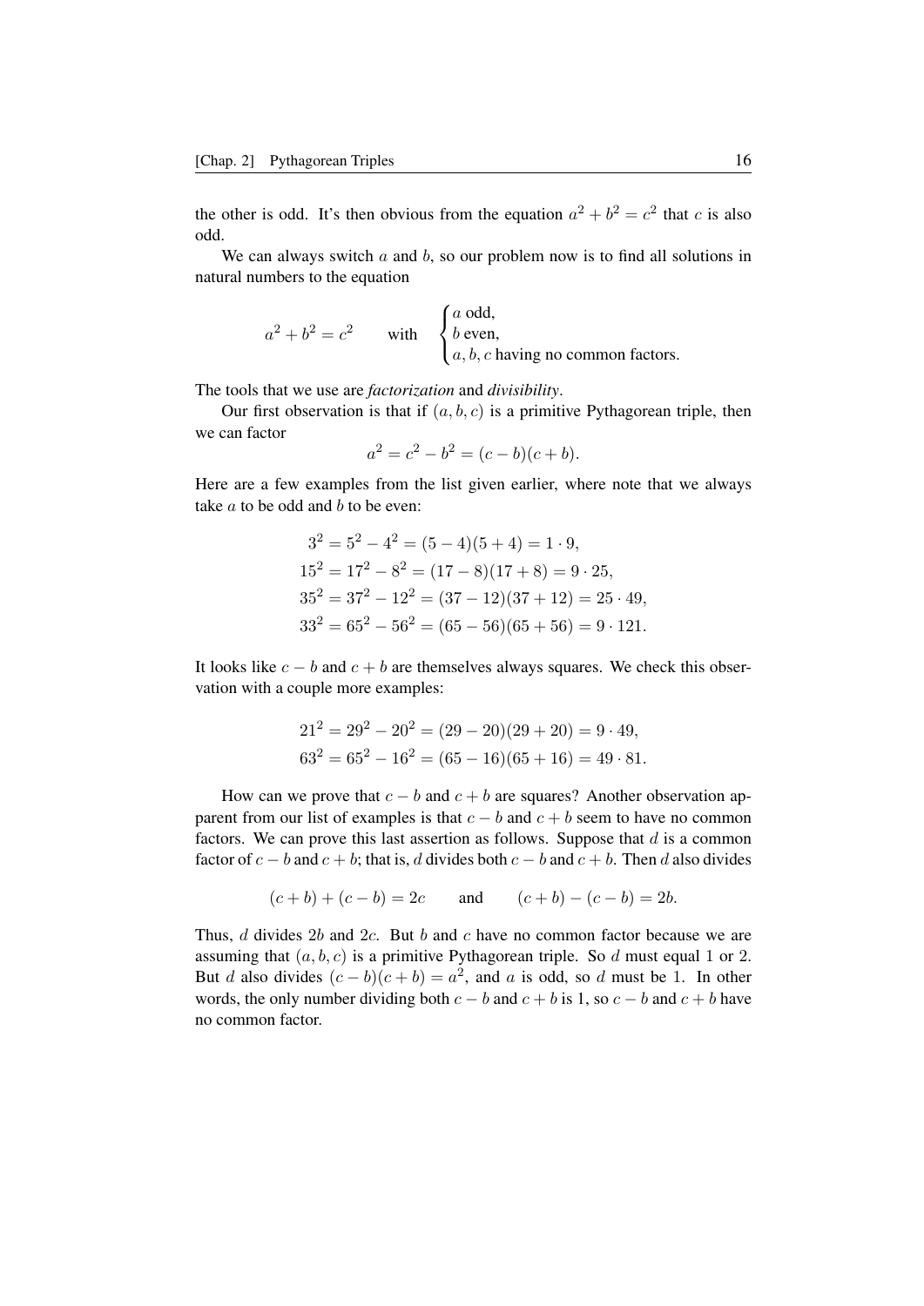the other is odd. It's then obvious from the equation $a^2 + b^2 = c^2$ that $c$ is also odd.

We can always switch $a$ and $b$, so our problem now is to find all solutions in natural numbers to the equation

$$a^2 + b^2 = c^2 \qquad \text{with} \quad \begin{cases} a \text{ odd,} \\ b \text{ even,} \\ a, b, c \text{ having no common factors.} \end{cases}$$

The tools that we use are *factorization* and *divisibility*.

Our first observation is that if $(a, b, c)$ is a primitive Pythagorean triple, then we can factor

$$a^2 = c^2 - b^2 = (c - b)(c + b).$$

Here are a few examples from the list given earlier, where note that we always take $a$ to be odd and $b$ to be even:

$$\begin{aligned}
3^2 &= 5^2 - 4^2 = (5 - 4)(5 + 4) = 1 \cdot 9, \\
15^2 &= 17^2 - 8^2 = (17 - 8)(17 + 8) = 9 \cdot 25, \\
35^2 &= 37^2 - 12^2 = (37 - 12)(37 + 12) = 25 \cdot 49, \\
33^2 &= 65^2 - 56^2 = (65 - 56)(65 + 56) = 9 \cdot 121.
\end{aligned}$$

It looks like $c - b$ and $c + b$ are themselves always squares. We check this observation with a couple more examples:

$$\begin{aligned}
21^2 &= 29^2 - 20^2 = (29 - 20)(29 + 20) = 9 \cdot 49, \\
63^2 &= 65^2 - 16^2 = (65 - 16)(65 + 16) = 49 \cdot 81.
\end{aligned}$$

How can we prove that $c - b$ and $c + b$ are squares? Another observation apparent from our list of examples is that $c - b$ and $c + b$ seem to have no common factors. We can prove this last assertion as follows. Suppose that $d$ is a common factor of $c - b$ and $c + b$; that is, $d$ divides both $c - b$ and $c + b$. Then $d$ also divides

$$(c + b) + (c - b) = 2c \qquad \text{and} \qquad (c + b) - (c - b) = 2b.$$

Thus, $d$ divides $2b$ and $2c$. But $b$ and $c$ have no common factor because we are assuming that $(a, b, c)$ is a primitive Pythagorean triple. So $d$ must equal 1 or 2. But $d$ also divides $(c - b)(c + b) = a^2$, and $a$ is odd, so $d$ must be 1. In other words, the only number dividing both $c - b$ and $c + b$ is 1, so $c - b$ and $c + b$ have no common factor.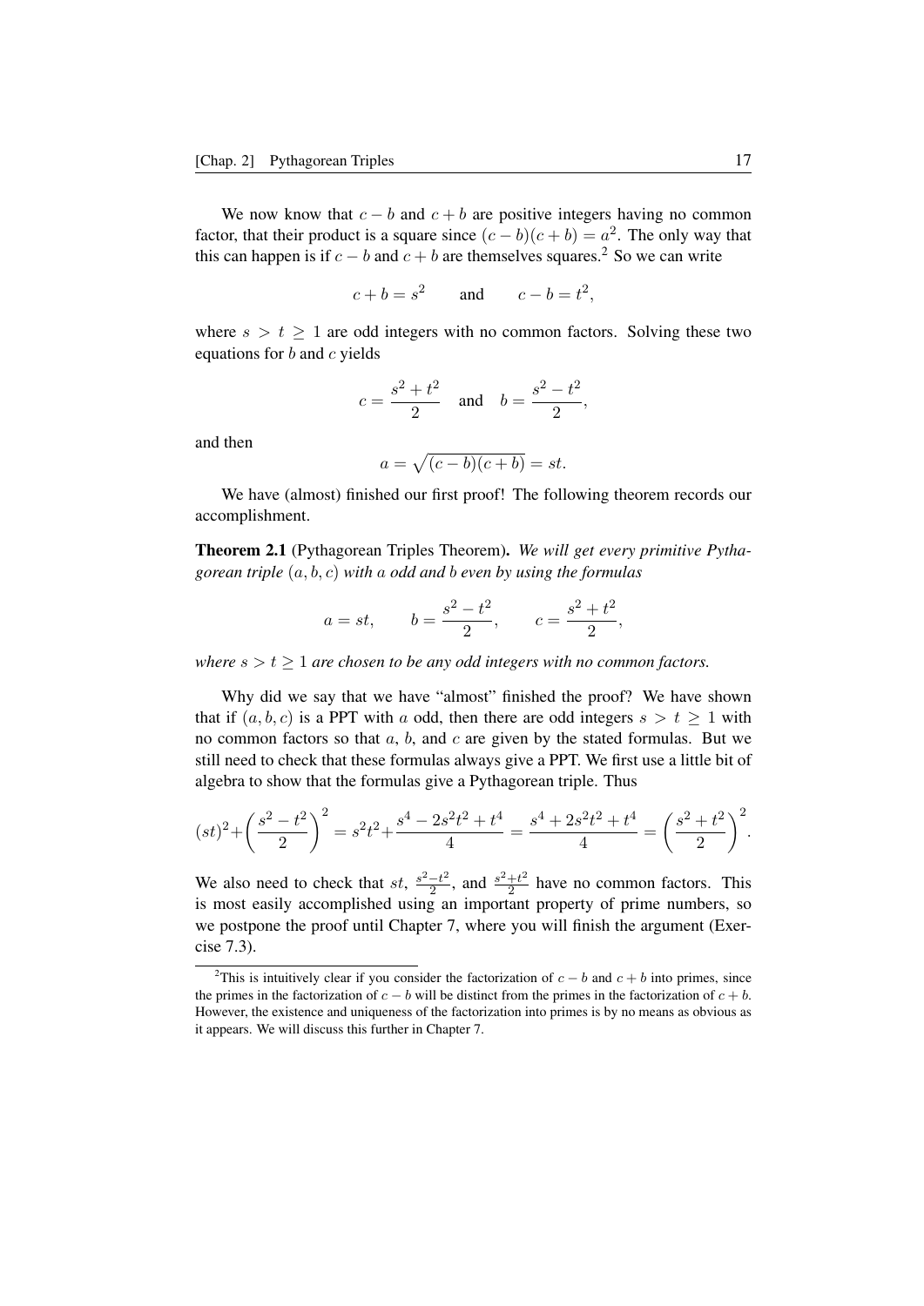We now know that $c - b$ and $c + b$ are positive integers having no common factor, that their product is a square since $(c - b)(c + b) = a^2$. The only way that this can happen is if $c - b$ and $c + b$ are themselves squares.[2] So we can write

$$c + b = s^2 \qquad \text{and} \qquad c - b = t^2,$$

where $s > t \geq 1$ are odd integers with no common factors. Solving these two equations for $b$ and $c$ yields

$$c = \frac{s^2 + t^2}{2} \quad \text{and} \quad b = \frac{s^2 - t^2}{2},$$

and then

$$a = \sqrt{(c - b)(c + b)} = st.$$

We have (almost) finished our first proof! The following theorem records our accomplishment.

**Theorem 2.1** (Pythagorean Triples Theorem)**.** *We will get every primitive Pythagorean triple $(a, b, c)$ with $a$ odd and $b$ even by using the formulas*

$$a = st, \qquad b = \frac{s^2 - t^2}{2}, \qquad c = \frac{s^2 + t^2}{2},$$

*where $s > t \geq 1$ are chosen to be any odd integers with no common factors.*

Why did we say that we have "almost" finished the proof? We have shown that if $(a, b, c)$ is a PPT with $a$ odd, then there are odd integers $s > t \geq 1$ with no common factors so that $a$, $b$, and $c$ are given by the stated formulas. But we still need to check that these formulas always give a PPT. We first use a little bit of algebra to show that the formulas give a Pythagorean triple. Thus

$$(st)^2 + \left(\frac{s^2 - t^2}{2}\right)^2 = s^2t^2 + \frac{s^4 - 2s^2t^2 + t^4}{4} = \frac{s^4 + 2s^2t^2 + t^4}{4} = \left(\frac{s^2 + t^2}{2}\right)^2.$$

We also need to check that $st$, $\frac{s^2-t^2}{2}$, and $\frac{s^2+t^2}{2}$ have no common factors. This is most easily accomplished using an important property of prime numbers, so we postpone the proof until Chapter 7, where you will finish the argument (Exercise 7.3).

[2] This is intuitively clear if you consider the factorization of $c - b$ and $c + b$ into primes, since the primes in the factorization of $c - b$ will be distinct from the primes in the factorization of $c + b$. However, the existence and uniqueness of the factorization into primes is by no means as obvious as it appears. We will discuss this further in Chapter 7.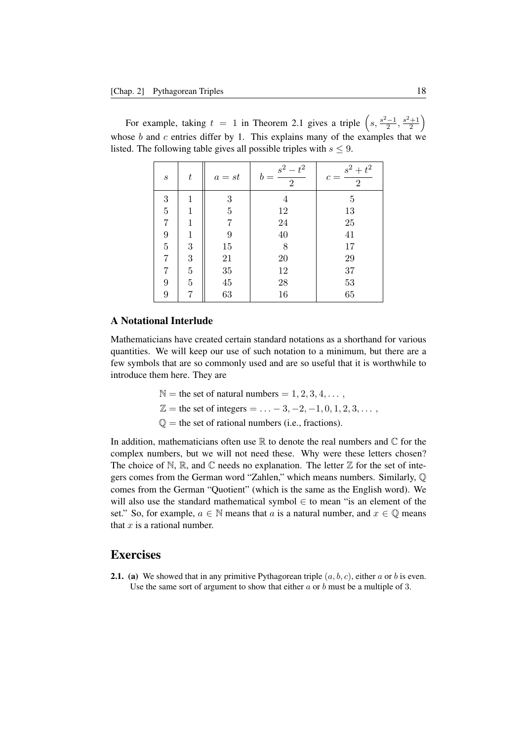For example, taking $t = 1$ in Theorem 2.1 gives a triple $\left(s, \frac{s^2-1}{2}, \frac{s^2+1}{2}\right)$ whose $b$ and $c$ entries differ by 1. This explains many of the examples that we listed. The following table gives all possible triples with $s \leq 9$.

| $s$ | $t$ | $a = st$ | $b = \dfrac{s^2 - t^2}{2}$ | $c = \dfrac{s^2 + t^2}{2}$ |
|---|---|---|---|---|
| 3 | 1 | 3 | 4 | 5 |
| 5 | 1 | 5 | 12 | 13 |
| 7 | 1 | 7 | 24 | 25 |
| 9 | 1 | 9 | 40 | 41 |
| 5 | 3 | 15 | 8 | 17 |
| 7 | 3 | 21 | 20 | 29 |
| 7 | 5 | 35 | 12 | 37 |
| 9 | 5 | 45 | 28 | 53 |
| 9 | 7 | 63 | 16 | 65 |

### A Notational Interlude

Mathematicians have created certain standard notations as a shorthand for various quantities. We will keep our use of such notation to a minimum, but there are a few symbols that are so commonly used and are so useful that it is worthwhile to introduce them here. They are

$$\mathbb{N} = \text{the set of natural numbers} = 1, 2, 3, 4, \dots,$$

$$\mathbb{Z} = \text{the set of integers} = \dots -3, -2, -1, 0, 1, 2, 3, \dots,$$

$$\mathbb{Q} = \text{the set of rational numbers (i.e., fractions)}.$$

In addition, mathematicians often use $\mathbb{R}$ to denote the real numbers and $\mathbb{C}$ for the complex numbers, but we will not need these. Why were these letters chosen? The choice of $\mathbb{N}$, $\mathbb{R}$, and $\mathbb{C}$ needs no explanation. The letter $\mathbb{Z}$ for the set of integers comes from the German word "Zahlen," which means numbers. Similarly, $\mathbb{Q}$ comes from the German "Quotient" (which is the same as the English word). We will also use the standard mathematical symbol $\in$ to mean "is an element of the set." So, for example, $a \in \mathbb{N}$ means that $a$ is a natural number, and $x \in \mathbb{Q}$ means that $x$ is a rational number.

## Exercises

**2.1.** **(a)** We showed that in any primitive Pythagorean triple $(a, b, c)$, either $a$ or $b$ is even. Use the same sort of argument to show that either $a$ or $b$ must be a multiple of 3.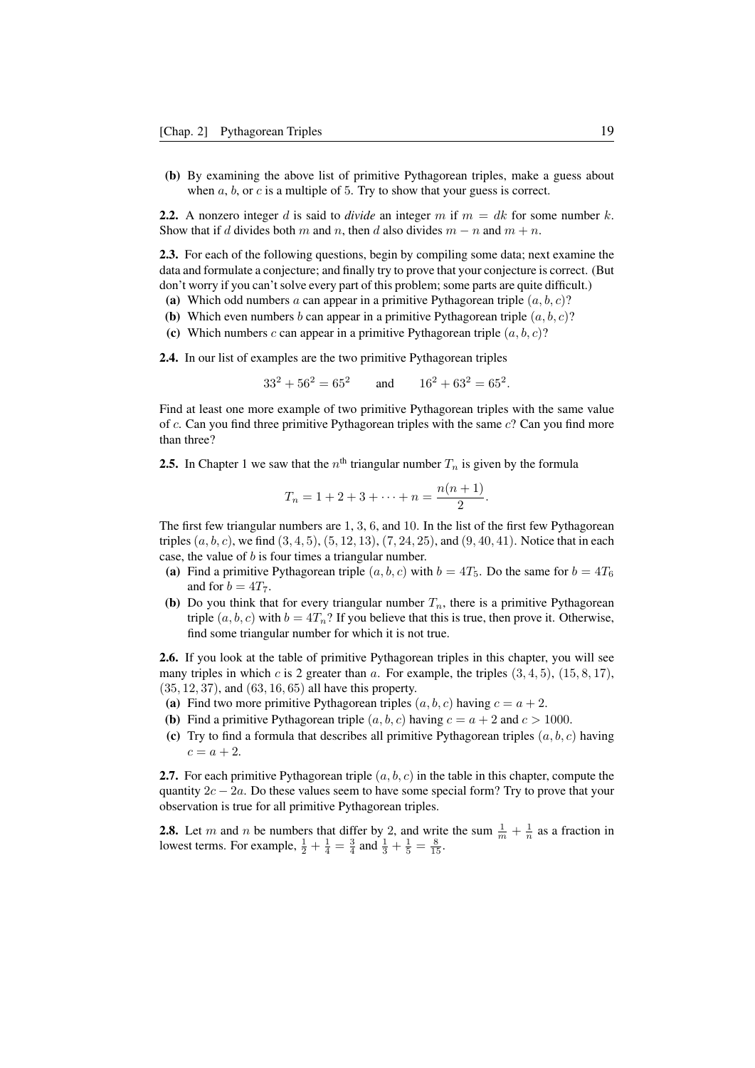**(b)** By examining the above list of primitive Pythagorean triples, make a guess about when $a$, $b$, or $c$ is a multiple of 5. Try to show that your guess is correct.

**2.2.** A nonzero integer $d$ is said to ***divide*** an integer $m$ if $m = dk$ for some number $k$. Show that if $d$ divides both $m$ and $n$, then $d$ also divides $m - n$ and $m + n$.

**2.3.** For each of the following questions, begin by compiling some data; next examine the data and formulate a conjecture; and finally try to prove that your conjecture is correct. (But don't worry if you can't solve every part of this problem; some parts are quite difficult.)

**(a)** Which odd numbers $a$ can appear in a primitive Pythagorean triple $(a, b, c)$?

**(b)** Which even numbers $b$ can appear in a primitive Pythagorean triple $(a, b, c)$?

**(c)** Which numbers $c$ can appear in a primitive Pythagorean triple $(a, b, c)$?

**2.4.** In our list of examples are the two primitive Pythagorean triples

$$33^2 + 56^2 = 65^2 \qquad \text{and} \qquad 16^2 + 63^2 = 65^2.$$

Find at least one more example of two primitive Pythagorean triples with the same value of $c$. Can you find three primitive Pythagorean triples with the same $c$? Can you find more than three?

**2.5.** In Chapter 1 we saw that the $n^{\text{th}}$ triangular number $T_n$ is given by the formula

$$T_n = 1 + 2 + 3 + \cdots + n = \frac{n(n+1)}{2}.$$

The first few triangular numbers are 1, 3, 6, and 10. In the list of the first few Pythagorean triples $(a, b, c)$, we find $(3, 4, 5)$, $(5, 12, 13)$, $(7, 24, 25)$, and $(9, 40, 41)$. Notice that in each case, the value of $b$ is four times a triangular number.

**(a)** Find a primitive Pythagorean triple $(a, b, c)$ with $b = 4T_5$. Do the same for $b = 4T_6$ and for $b = 4T_7$.

**(b)** Do you think that for every triangular number $T_n$, there is a primitive Pythagorean triple $(a, b, c)$ with $b = 4T_n$? If you believe that this is true, then prove it. Otherwise, find some triangular number for which it is not true.

**2.6.** If you look at the table of primitive Pythagorean triples in this chapter, you will see many triples in which $c$ is 2 greater than $a$. For example, the triples $(3, 4, 5)$, $(15, 8, 17)$, $(35, 12, 37)$, and $(63, 16, 65)$ all have this property.

**(a)** Find two more primitive Pythagorean triples $(a, b, c)$ having $c = a + 2$.

**(b)** Find a primitive Pythagorean triple $(a, b, c)$ having $c = a + 2$ and $c > 1000$.

**(c)** Try to find a formula that describes all primitive Pythagorean triples $(a, b, c)$ having $c = a + 2$.

**2.7.** For each primitive Pythagorean triple $(a, b, c)$ in the table in this chapter, compute the quantity $2c - 2a$. Do these values seem to have some special form? Try to prove that your observation is true for all primitive Pythagorean triples.

**2.8.** Let $m$ and $n$ be numbers that differ by 2, and write the sum $\frac{1}{m} + \frac{1}{n}$ as a fraction in lowest terms. For example, $\frac{1}{2} + \frac{1}{4} = \frac{3}{4}$ and $\frac{1}{3} + \frac{1}{5} = \frac{8}{15}$.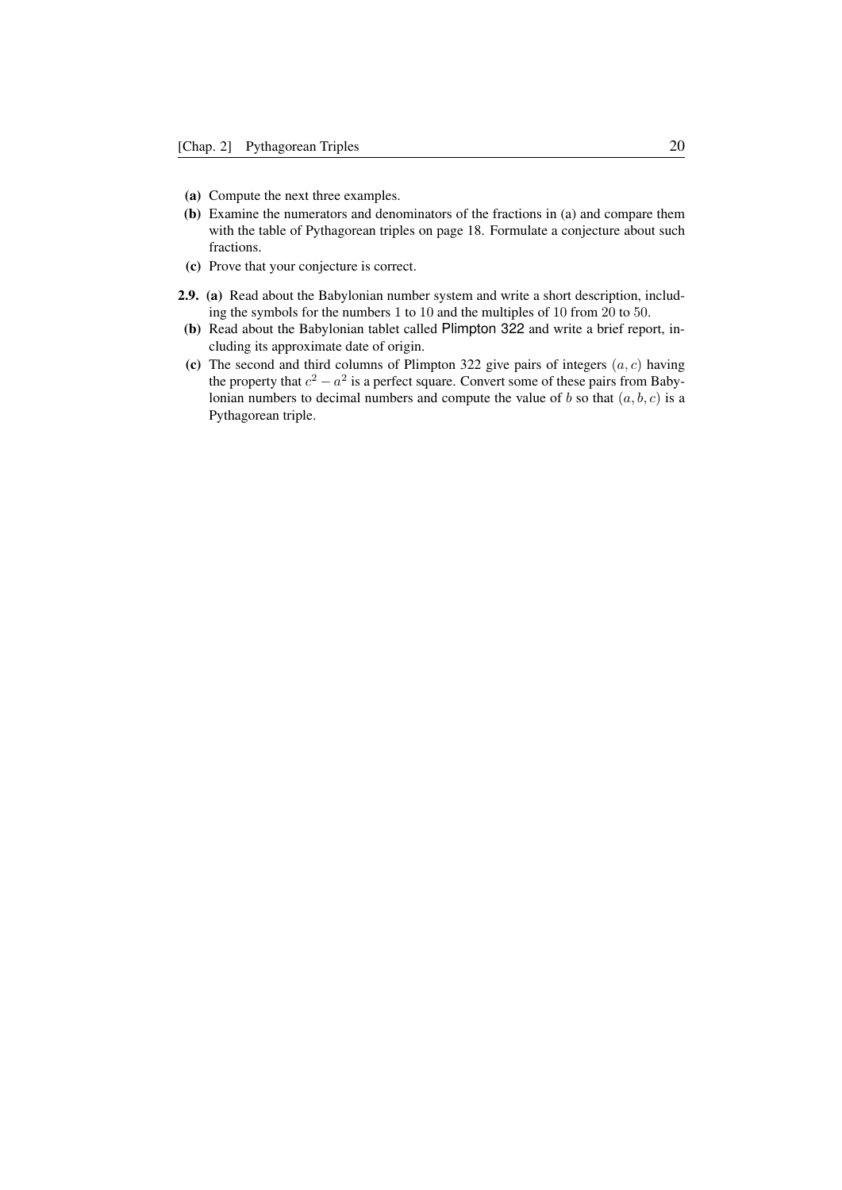**(a)** Compute the next three examples.

**(b)** Examine the numerators and denominators of the fractions in (a) and compare them with the table of Pythagorean triples on page 18. Formulate a conjecture about such fractions.

**(c)** Prove that your conjecture is correct.

**2.9.** **(a)** Read about the Babylonian number system and write a short description, including the symbols for the numbers 1 to 10 and the multiples of 10 from 20 to 50.

**(b)** Read about the Babylonian tablet called Plimpton 322 and write a brief report, including its approximate date of origin.

**(c)** The second and third columns of Plimpton 322 give pairs of integers $(a, c)$ having the property that $c^2 - a^2$ is a perfect square. Convert some of these pairs from Babylonian numbers to decimal numbers and compute the value of $b$ so that $(a, b, c)$ is a Pythagorean triple.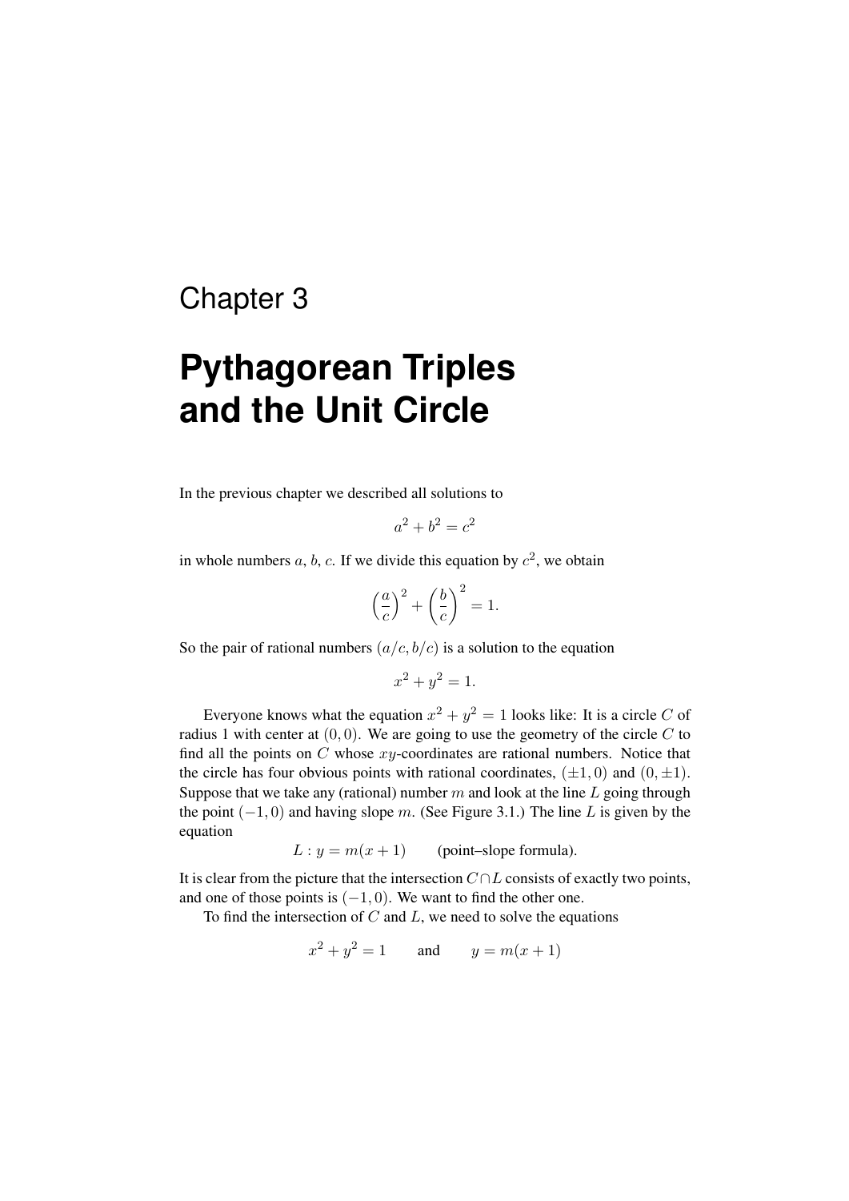# Chapter 3

# Pythagorean Triples and the Unit Circle

In the previous chapter we described all solutions to

$$a^2 + b^2 = c^2$$

in whole numbers $a$, $b$, $c$. If we divide this equation by $c^2$, we obtain

$$\left(\frac{a}{c}\right)^2 + \left(\frac{b}{c}\right)^2 = 1.$$

So the pair of rational numbers $(a/c, b/c)$ is a solution to the equation

$$x^2 + y^2 = 1.$$

Everyone knows what the equation $x^2 + y^2 = 1$ looks like: It is a circle $C$ of radius 1 with center at $(0, 0)$. We are going to use the geometry of the circle $C$ to find all the points on $C$ whose $xy$-coordinates are rational numbers. Notice that the circle has four obvious points with rational coordinates, $(\pm 1, 0)$ and $(0, \pm 1)$. Suppose that we take any (rational) number $m$ and look at the line $L$ going through the point $(-1, 0)$ and having slope $m$. (See Figure 3.1.) The line $L$ is given by the equation

$$L : y = m(x + 1) \qquad \text{(point–slope formula)}.$$

It is clear from the picture that the intersection $C \cap L$ consists of exactly two points, and one of those points is $(-1, 0)$. We want to find the other one.

To find the intersection of $C$ and $L$, we need to solve the equations

$$x^2 + y^2 = 1 \qquad \text{and} \qquad y = m(x + 1)$$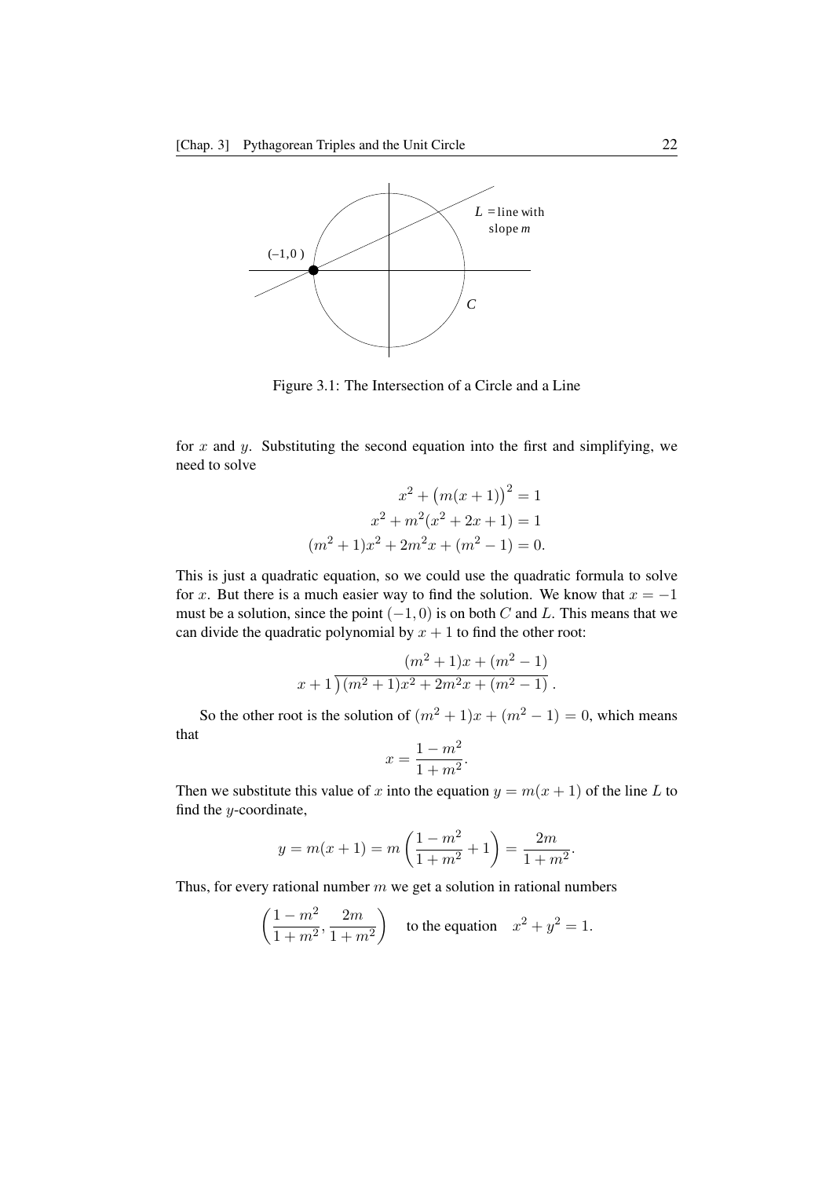Figure 3.1: The Intersection of a Circle and a Line

for $x$ and $y$. Substituting the second equation into the first and simplifying, we need to solve

$$\begin{aligned} x^2 + \big(m(x+1)\big)^2 &= 1 \\ x^2 + m^2(x^2 + 2x + 1) &= 1 \\ (m^2+1)x^2 + 2m^2x + (m^2 - 1) &= 0. \end{aligned}$$

This is just a quadratic equation, so we could use the quadratic formula to solve for $x$. But there is a much easier way to find the solution. We know that $x = -1$ must be a solution, since the point $(-1, 0)$ is on both $C$ and $L$. This means that we can divide the quadratic polynomial by $x + 1$ to find the other root:

$$x+1 \,\overline{\big)\,(m^2+1)x^2 + 2m^2x + (m^2-1)}\quad \text{quotient: } (m^2+1)x + (m^2-1).$$

So the other root is the solution of $(m^2+1)x + (m^2-1) = 0$, which means that

$$x = \frac{1-m^2}{1+m^2}.$$

Then we substitute this value of $x$ into the equation $y = m(x + 1)$ of the line $L$ to find the $y$-coordinate,

$$y = m(x+1) = m\left(\frac{1-m^2}{1+m^2} + 1\right) = \frac{2m}{1+m^2}.$$

Thus, for every rational number $m$ we get a solution in rational numbers

$$\left(\frac{1-m^2}{1+m^2}, \frac{2m}{1+m^2}\right) \quad \text{to the equation} \quad x^2 + y^2 = 1.$$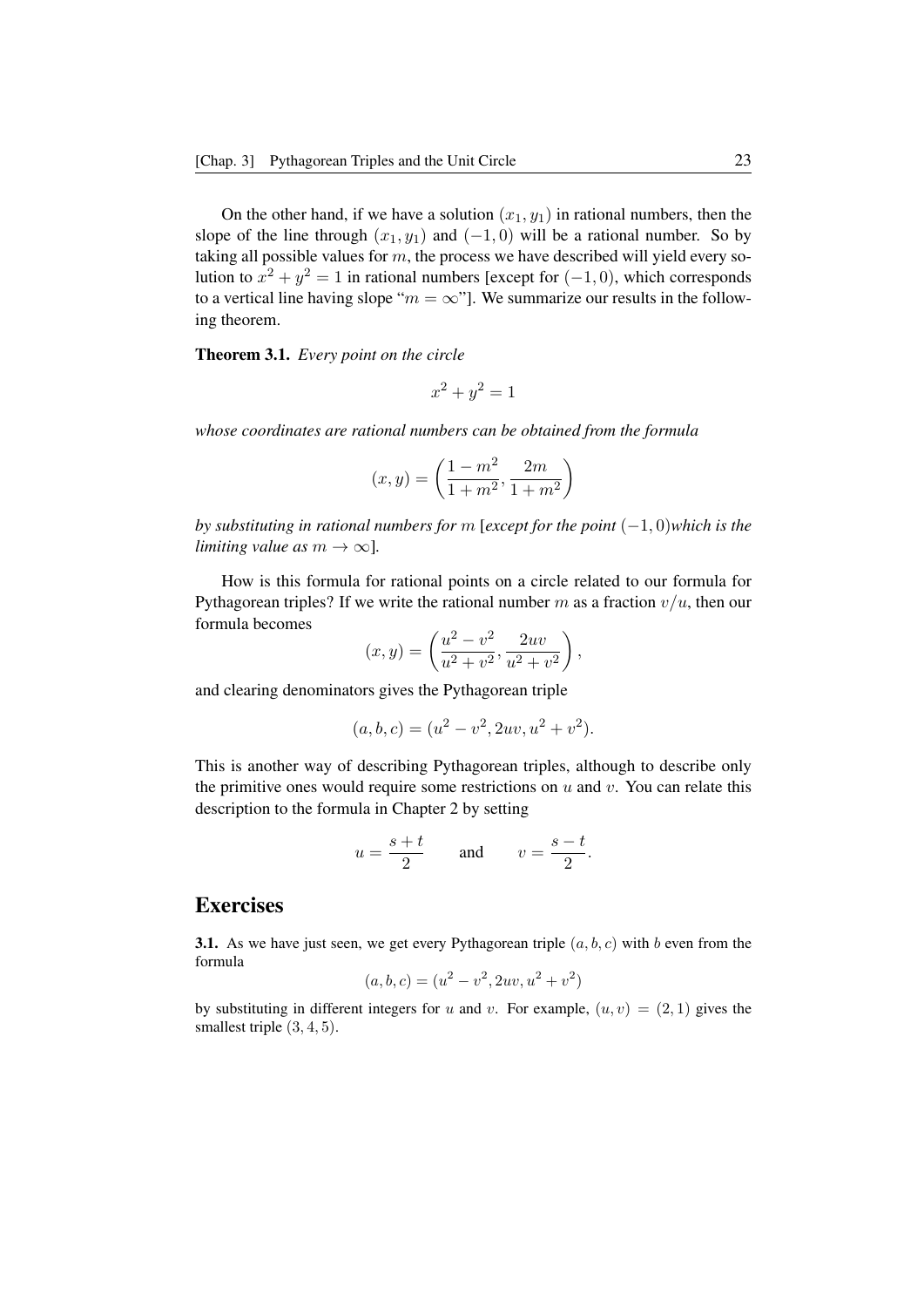On the other hand, if we have a solution $(x_1, y_1)$ in rational numbers, then the slope of the line through $(x_1, y_1)$ and $(-1, 0)$ will be a rational number. So by taking all possible values for $m$, the process we have described will yield every solution to $x^2 + y^2 = 1$ in rational numbers [except for $(-1, 0)$, which corresponds to a vertical line having slope "$m = \infty$"]. We summarize our results in the following theorem.

**Theorem 3.1.** *Every point on the circle*

$$x^2 + y^2 = 1$$

*whose coordinates are rational numbers can be obtained from the formula*

$$(x, y) = \left( \frac{1 - m^2}{1 + m^2}, \frac{2m}{1 + m^2} \right)$$

*by substituting in rational numbers for $m$ [except for the point $(-1, 0)$which is the limiting value as $m \to \infty$].*

How is this formula for rational points on a circle related to our formula for Pythagorean triples? If we write the rational number $m$ as a fraction $v/u$, then our formula becomes

$$(x, y) = \left( \frac{u^2 - v^2}{u^2 + v^2}, \frac{2uv}{u^2 + v^2} \right),$$

and clearing denominators gives the Pythagorean triple

$$(a, b, c) = (u^2 - v^2, 2uv, u^2 + v^2).$$

This is another way of describing Pythagorean triples, although to describe only the primitive ones would require some restrictions on $u$ and $v$. You can relate this description to the formula in Chapter 2 by setting

$$u = \frac{s + t}{2} \qquad \text{and} \qquad v = \frac{s - t}{2}.$$

## Exercises

**3.1.** As we have just seen, we get every Pythagorean triple $(a, b, c)$ with $b$ even from the formula

$$(a, b, c) = (u^2 - v^2, 2uv, u^2 + v^2)$$

by substituting in different integers for $u$ and $v$. For example, $(u, v) = (2, 1)$ gives the smallest triple $(3, 4, 5)$.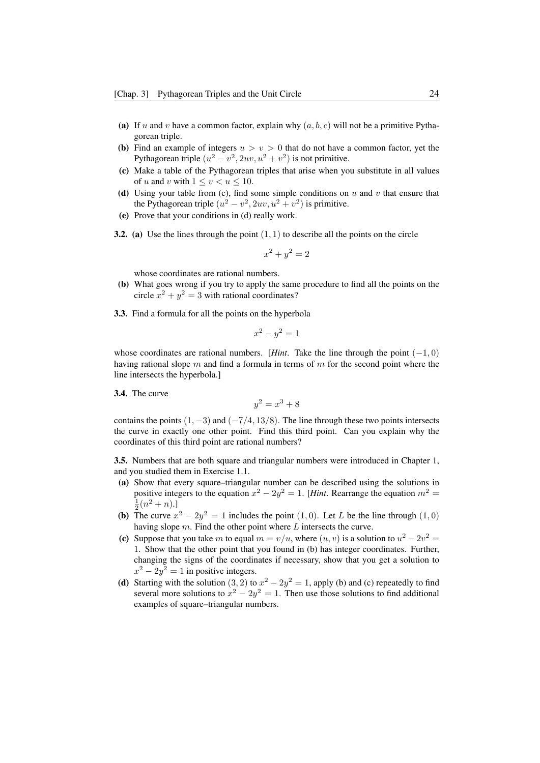**(a)** If $u$ and $v$ have a common factor, explain why $(a, b, c)$ will not be a primitive Pythagorean triple.

**(b)** Find an example of integers $u > v > 0$ that do not have a common factor, yet the Pythagorean triple $(u^2 - v^2, 2uv, u^2 + v^2)$ is not primitive.

**(c)** Make a table of the Pythagorean triples that arise when you substitute in all values of $u$ and $v$ with $1 \le v < u \le 10$.

**(d)** Using your table from (c), find some simple conditions on $u$ and $v$ that ensure that the Pythagorean triple $(u^2 - v^2, 2uv, u^2 + v^2)$ is primitive.

**(e)** Prove that your conditions in (d) really work.

**3.2.** **(a)** Use the lines through the point $(1, 1)$ to describe all the points on the circle

$$x^2 + y^2 = 2$$

whose coordinates are rational numbers.

**(b)** What goes wrong if you try to apply the same procedure to find all the points on the circle $x^2 + y^2 = 3$ with rational coordinates?

**3.3.** Find a formula for all the points on the hyperbola

$$x^2 - y^2 = 1$$

whose coordinates are rational numbers. [*Hint*. Take the line through the point $(-1, 0)$ having rational slope $m$ and find a formula in terms of $m$ for the second point where the line intersects the hyperbola.]

**3.4.** The curve

$$y^2 = x^3 + 8$$

contains the points $(1, -3)$ and $(-7/4, 13/8)$. The line through these two points intersects the curve in exactly one other point. Find this third point. Can you explain why the coordinates of this third point are rational numbers?

**3.5.** Numbers that are both square and triangular numbers were introduced in Chapter 1, and you studied them in Exercise 1.1.

**(a)** Show that every square–triangular number can be described using the solutions in positive integers to the equation $x^2 - 2y^2 = 1$. [*Hint*. Rearrange the equation $m^2 = \frac{1}{2}(n^2 + n)$.]

**(b)** The curve $x^2 - 2y^2 = 1$ includes the point $(1, 0)$. Let $L$ be the line through $(1, 0)$ having slope $m$. Find the other point where $L$ intersects the curve.

**(c)** Suppose that you take $m$ to equal $m = v/u$, where $(u, v)$ is a solution to $u^2 - 2v^2 = 1$. Show that the other point that you found in (b) has integer coordinates. Further, changing the signs of the coordinates if necessary, show that you get a solution to $x^2 - 2y^2 = 1$ in positive integers.

**(d)** Starting with the solution $(3, 2)$ to $x^2 - 2y^2 = 1$, apply (b) and (c) repeatedly to find several more solutions to $x^2 - 2y^2 = 1$. Then use those solutions to find additional examples of square–triangular numbers.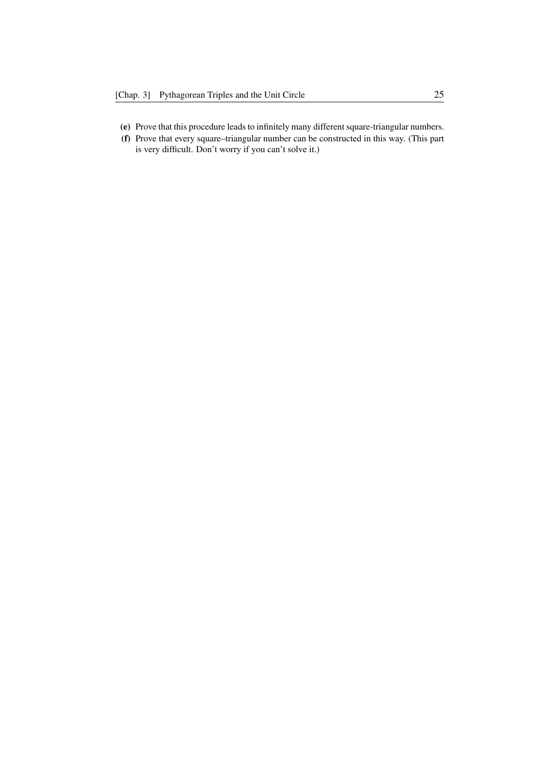**(e)** Prove that this procedure leads to infinitely many different square-triangular numbers.

**(f)** Prove that every square–triangular number can be constructed in this way. (This part is very difficult. Don't worry if you can't solve it.)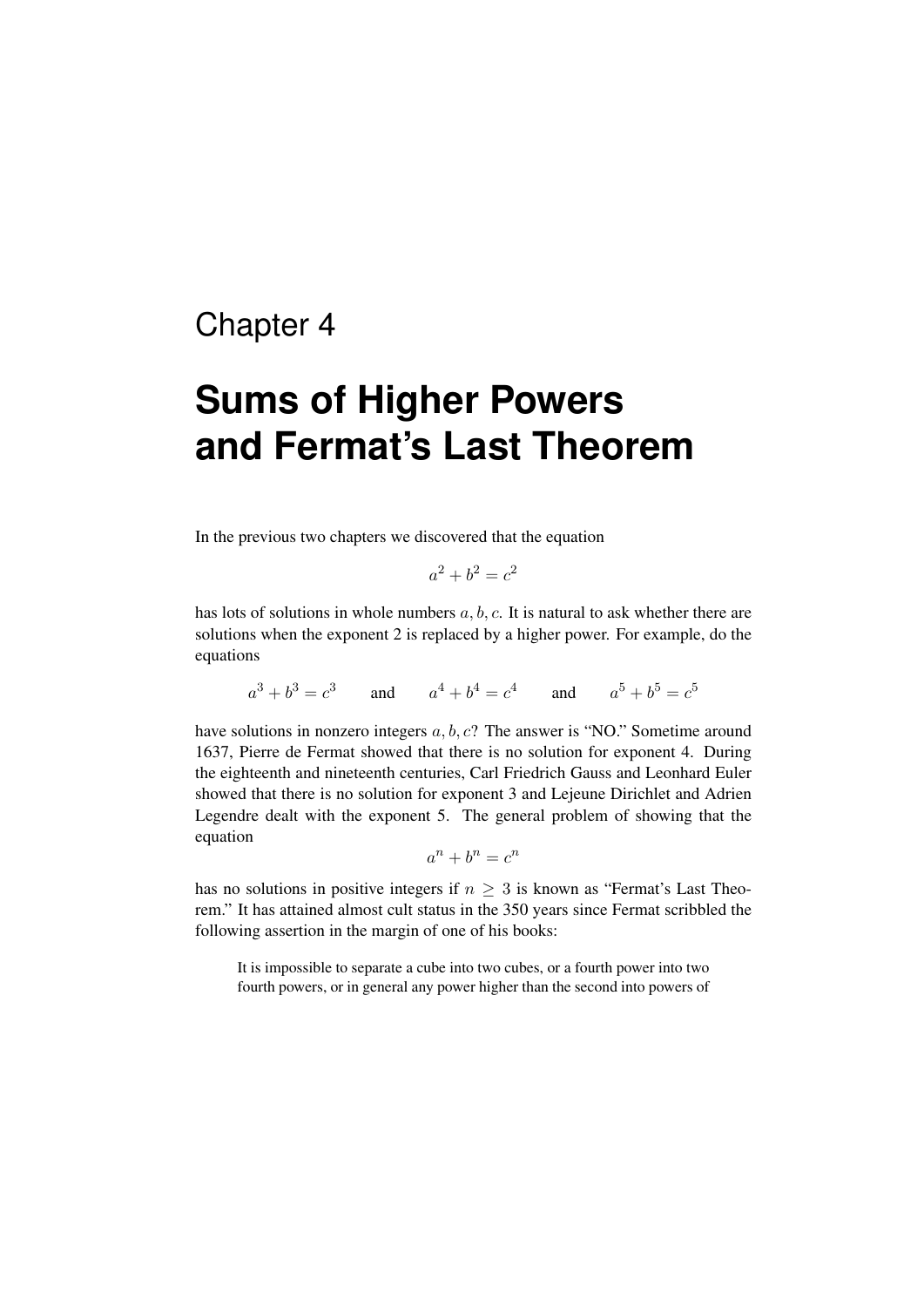Chapter 4

# Sums of Higher Powers and Fermat's Last Theorem

In the previous two chapters we discovered that the equation

$$a^2 + b^2 = c^2$$

has lots of solutions in whole numbers $a, b, c$. It is natural to ask whether there are solutions when the exponent 2 is replaced by a higher power. For example, do the equations

$$a^3 + b^3 = c^3 \qquad \text{and} \qquad a^4 + b^4 = c^4 \qquad \text{and} \qquad a^5 + b^5 = c^5$$

have solutions in nonzero integers $a, b, c$? The answer is "NO." Sometime around 1637, Pierre de Fermat showed that there is no solution for exponent 4. During the eighteenth and nineteenth centuries, Carl Friedrich Gauss and Leonhard Euler showed that there is no solution for exponent 3 and Lejeune Dirichlet and Adrien Legendre dealt with the exponent 5. The general problem of showing that the equation

$$a^n + b^n = c^n$$

has no solutions in positive integers if $n \geq 3$ is known as "Fermat's Last Theorem." It has attained almost cult status in the 350 years since Fermat scribbled the following assertion in the margin of one of his books:

> It is impossible to separate a cube into two cubes, or a fourth power into two fourth powers, or in general any power higher than the second into powers of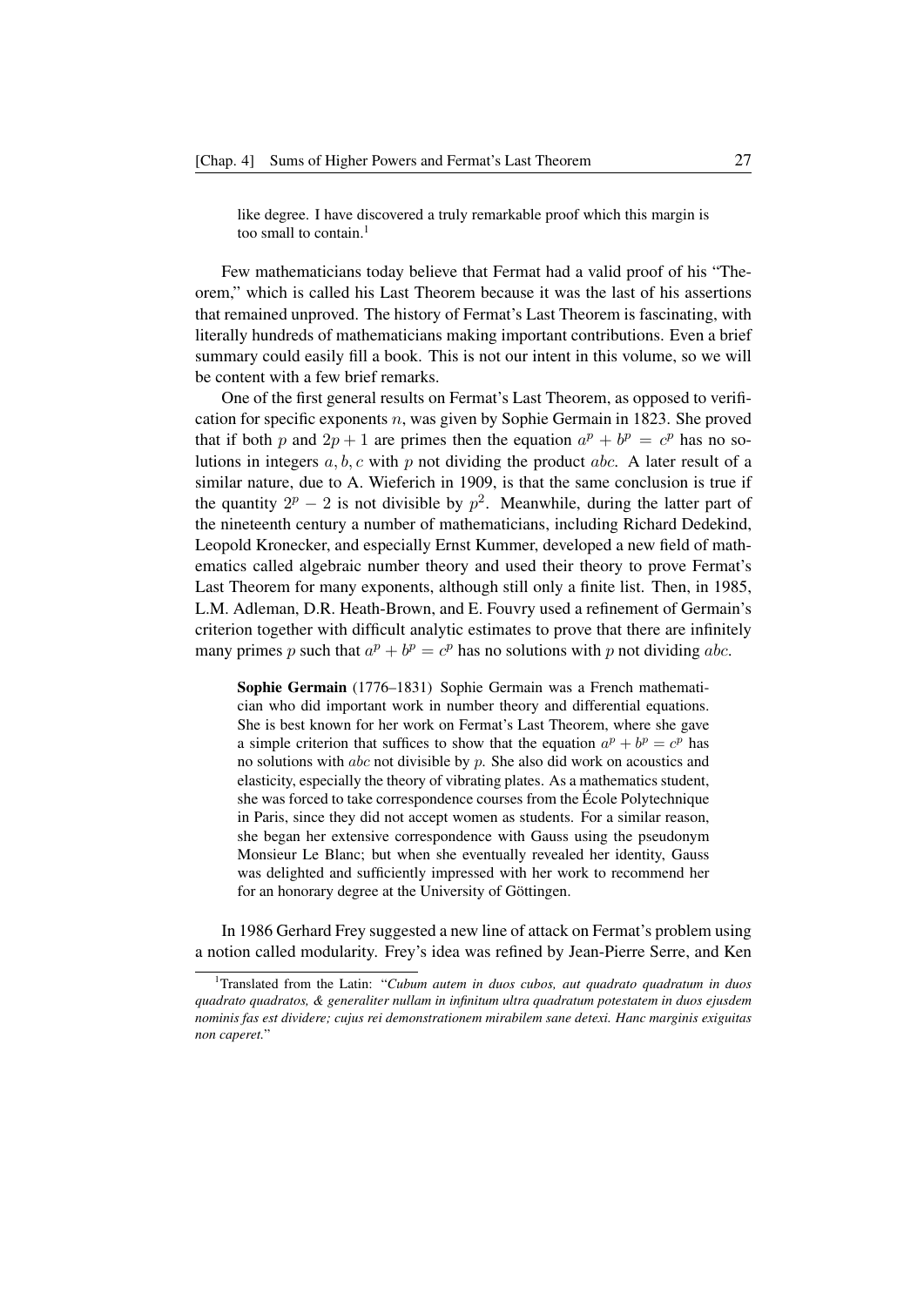like degree. I have discovered a truly remarkable proof which this margin is too small to contain.[1]

Few mathematicians today believe that Fermat had a valid proof of his "Theorem," which is called his Last Theorem because it was the last of his assertions that remained unproved. The history of Fermat's Last Theorem is fascinating, with literally hundreds of mathematicians making important contributions. Even a brief summary could easily fill a book. This is not our intent in this volume, so we will be content with a few brief remarks.

One of the first general results on Fermat's Last Theorem, as opposed to verification for specific exponents $n$, was given by Sophie Germain in 1823. She proved that if both $p$ and $2p+1$ are primes then the equation $a^p + b^p = c^p$ has no solutions in integers $a, b, c$ with $p$ not dividing the product $abc$. A later result of a similar nature, due to A. Wieferich in 1909, is that the same conclusion is true if the quantity $2^p - 2$ is not divisible by $p^2$. Meanwhile, during the latter part of the nineteenth century a number of mathematicians, including Richard Dedekind, Leopold Kronecker, and especially Ernst Kummer, developed a new field of mathematics called algebraic number theory and used their theory to prove Fermat's Last Theorem for many exponents, although still only a finite list. Then, in 1985, L.M. Adleman, D.R. Heath-Brown, and E. Fouvry used a refinement of Germain's criterion together with difficult analytic estimates to prove that there are infinitely many primes $p$ such that $a^p + b^p = c^p$ has no solutions with $p$ not dividing $abc$.

**Sophie Germain** (1776–1831) Sophie Germain was a French mathematician who did important work in number theory and differential equations. She is best known for her work on Fermat's Last Theorem, where she gave a simple criterion that suffices to show that the equation $a^p + b^p = c^p$ has no solutions with $abc$ not divisible by $p$. She also did work on acoustics and elasticity, especially the theory of vibrating plates. As a mathematics student, she was forced to take correspondence courses from the École Polytechnique in Paris, since they did not accept women as students. For a similar reason, she began her extensive correspondence with Gauss using the pseudonym Monsieur Le Blanc; but when she eventually revealed her identity, Gauss was delighted and sufficiently impressed with her work to recommend her for an honorary degree at the University of Göttingen.

In 1986 Gerhard Frey suggested a new line of attack on Fermat's problem using a notion called modularity. Frey's idea was refined by Jean-Pierre Serre, and Ken

---

[1] Translated from the Latin: "*Cubum autem in duos cubos, aut quadrato quadratum in duos quadrato quadratos, & generaliter nullam in infinitum ultra quadratum potestatem in duos ejusdem nominis fas est dividere; cujus rei demonstrationem mirabilem sane detexi. Hanc marginis exiguitas non caperet.*"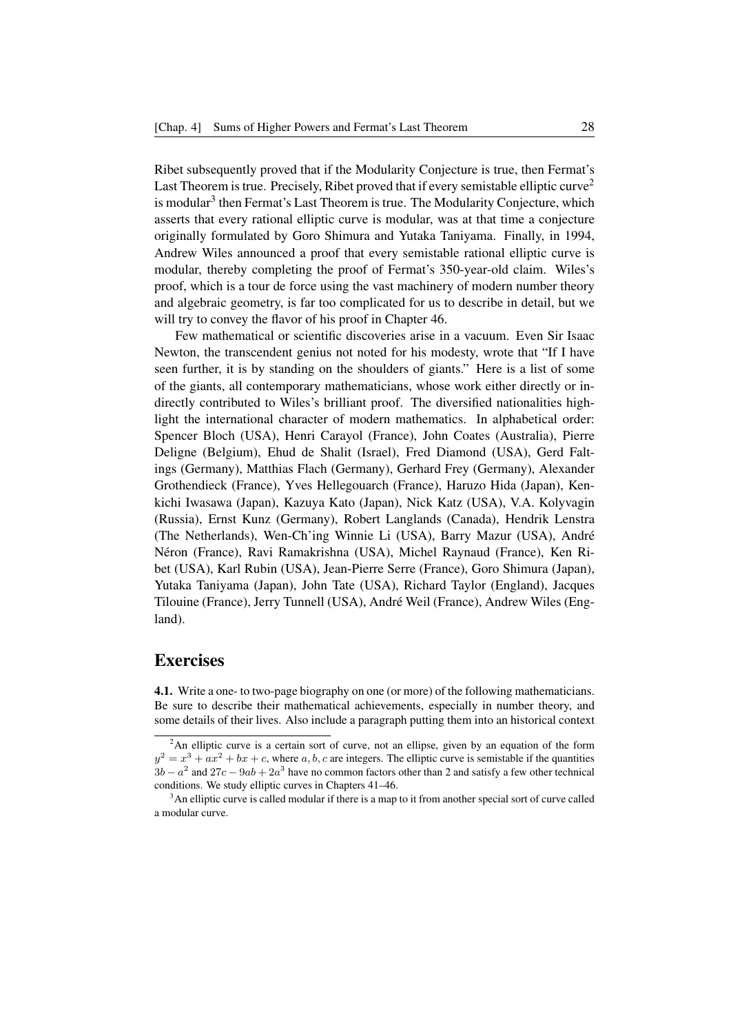Ribet subsequently proved that if the Modularity Conjecture is true, then Fermat's Last Theorem is true. Precisely, Ribet proved that if every semistable elliptic curve[2] is modular[3] then Fermat's Last Theorem is true. The Modularity Conjecture, which asserts that every rational elliptic curve is modular, was at that time a conjecture originally formulated by Goro Shimura and Yutaka Taniyama. Finally, in 1994, Andrew Wiles announced a proof that every semistable rational elliptic curve is modular, thereby completing the proof of Fermat's 350-year-old claim. Wiles's proof, which is a tour de force using the vast machinery of modern number theory and algebraic geometry, is far too complicated for us to describe in detail, but we will try to convey the flavor of his proof in Chapter 46.

Few mathematical or scientific discoveries arise in a vacuum. Even Sir Isaac Newton, the transcendent genius not noted for his modesty, wrote that "If I have seen further, it is by standing on the shoulders of giants." Here is a list of some of the giants, all contemporary mathematicians, whose work either directly or indirectly contributed to Wiles's brilliant proof. The diversified nationalities highlight the international character of modern mathematics. In alphabetical order: Spencer Bloch (USA), Henri Carayol (France), John Coates (Australia), Pierre Deligne (Belgium), Ehud de Shalit (Israel), Fred Diamond (USA), Gerd Faltings (Germany), Matthias Flach (Germany), Gerhard Frey (Germany), Alexander Grothendieck (France), Yves Hellegouarch (France), Haruzo Hida (Japan), Kenkichi Iwasawa (Japan), Kazuya Kato (Japan), Nick Katz (USA), V.A. Kolyvagin (Russia), Ernst Kunz (Germany), Robert Langlands (Canada), Hendrik Lenstra (The Netherlands), Wen-Ch'ing Winnie Li (USA), Barry Mazur (USA), André Néron (France), Ravi Ramakrishna (USA), Michel Raynaud (France), Ken Ribet (USA), Karl Rubin (USA), Jean-Pierre Serre (France), Goro Shimura (Japan), Yutaka Taniyama (Japan), John Tate (USA), Richard Taylor (England), Jacques Tilouine (France), Jerry Tunnell (USA), André Weil (France), Andrew Wiles (England).

## Exercises

**4.1.** Write a one- to two-page biography on one (or more) of the following mathematicians. Be sure to describe their mathematical achievements, especially in number theory, and some details of their lives. Also include a paragraph putting them into an historical context

[2] An elliptic curve is a certain sort of curve, not an ellipse, given by an equation of the form $y^2 = x^3 + ax^2 + bx + c$, where $a, b, c$ are integers. The elliptic curve is semistable if the quantities $3b - a^2$ and $27c - 9ab + 2a^3$ have no common factors other than 2 and satisfy a few other technical conditions. We study elliptic curves in Chapters 41–46.

[3] An elliptic curve is called modular if there is a map to it from another special sort of curve called a modular curve.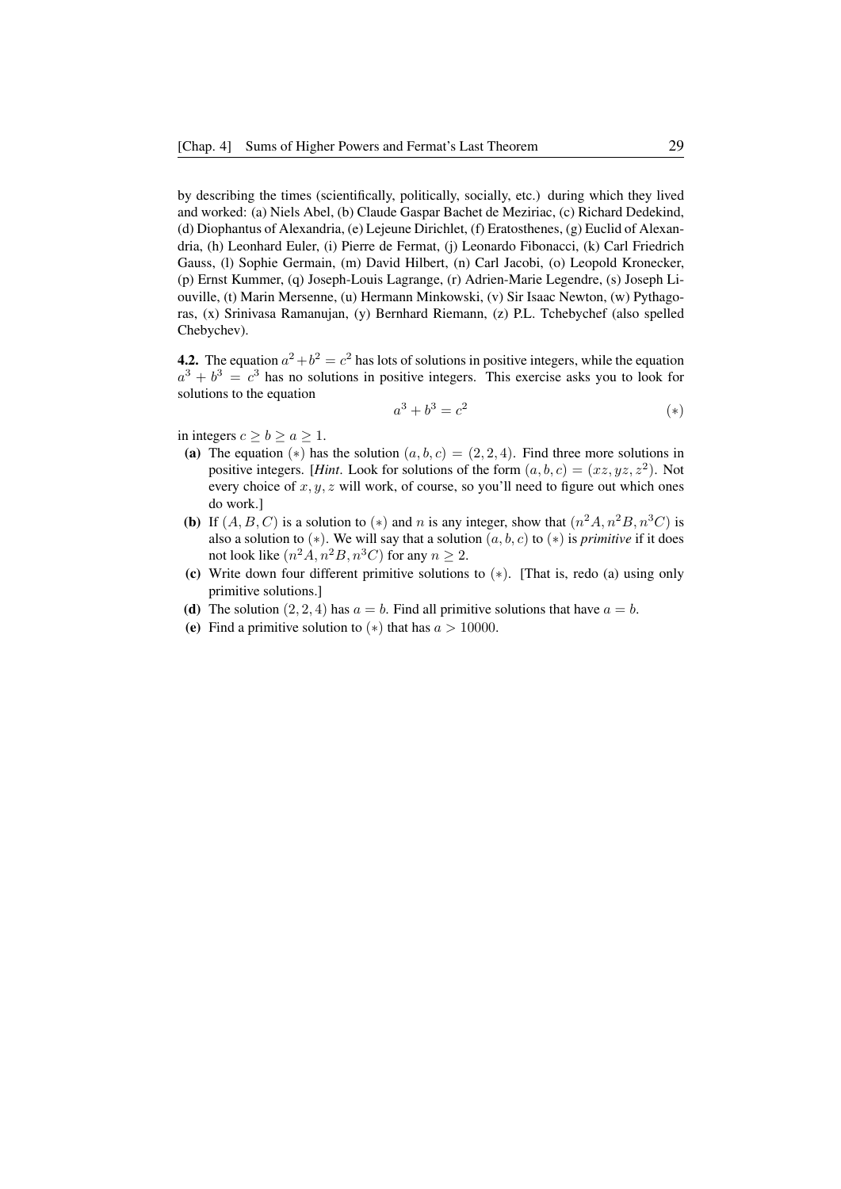by describing the times (scientifically, politically, socially, etc.) during which they lived and worked: (a) Niels Abel, (b) Claude Gaspar Bachet de Meziriac, (c) Richard Dedekind, (d) Diophantus of Alexandria, (e) Lejeune Dirichlet, (f) Eratosthenes, (g) Euclid of Alexandria, (h) Leonhard Euler, (i) Pierre de Fermat, (j) Leonardo Fibonacci, (k) Carl Friedrich Gauss, (l) Sophie Germain, (m) David Hilbert, (n) Carl Jacobi, (o) Leopold Kronecker, (p) Ernst Kummer, (q) Joseph-Louis Lagrange, (r) Adrien-Marie Legendre, (s) Joseph Liouville, (t) Marin Mersenne, (u) Hermann Minkowski, (v) Sir Isaac Newton, (w) Pythagoras, (x) Srinivasa Ramanujan, (y) Bernhard Riemann, (z) P.L. Tchebychef (also spelled Chebychev).

**4.2.** The equation $a^2+b^2=c^2$ has lots of solutions in positive integers, while the equation $a^3+b^3=c^3$ has no solutions in positive integers. This exercise asks you to look for solutions to the equation

$$a^3+b^3=c^2 \qquad (*)$$

in integers $c \geq b \geq a \geq 1$.

- **(a)** The equation $(*)$ has the solution $(a,b,c)=(2,2,4)$. Find three more solutions in positive integers. [*Hint*. Look for solutions of the form $(a,b,c)=(xz,yz,z^2)$. Not every choice of $x,y,z$ will work, of course, so you'll need to figure out which ones do work.]
- **(b)** If $(A,B,C)$ is a solution to $(*)$ and $n$ is any integer, show that $(n^2A, n^2B, n^3C)$ is also a solution to $(*)$. We will say that a solution $(a,b,c)$ to $(*)$ is ***primitive*** if it does not look like $(n^2A, n^2B, n^3C)$ for any $n \geq 2$.
- **(c)** Write down four different primitive solutions to $(*)$. [That is, redo (a) using only primitive solutions.]
- **(d)** The solution $(2,2,4)$ has $a=b$. Find all primitive solutions that have $a=b$.
- **(e)** Find a primitive solution to $(*)$ that has $a>10000$.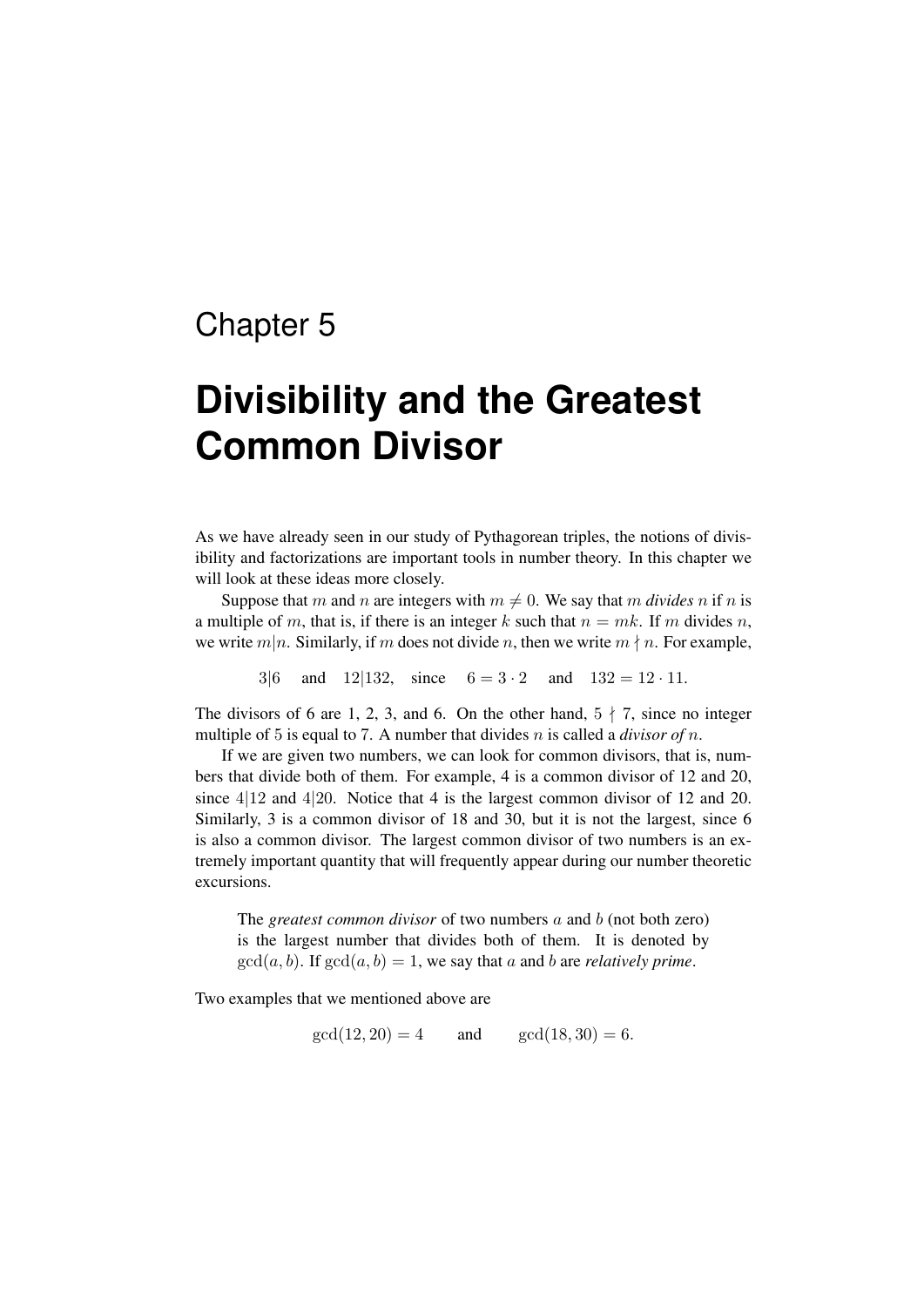# Chapter 5

# Divisibility and the Greatest Common Divisor

As we have already seen in our study of Pythagorean triples, the notions of divisibility and factorizations are important tools in number theory. In this chapter we will look at these ideas more closely.

Suppose that $m$ and $n$ are integers with $m \neq 0$. We say that $m$ *divides* $n$ if $n$ is a multiple of $m$, that is, if there is an integer $k$ such that $n = mk$. If $m$ divides $n$, we write $m|n$. Similarly, if $m$ does not divide $n$, then we write $m \nmid n$. For example,

$$3|6 \quad \text{and} \quad 12|132, \quad \text{since} \quad 6 = 3 \cdot 2 \quad \text{and} \quad 132 = 12 \cdot 11.$$

The divisors of 6 are 1, 2, 3, and 6. On the other hand, $5 \nmid 7$, since no integer multiple of $5$ is equal to 7. A number that divides $n$ is called a *divisor of* $n$.

If we are given two numbers, we can look for common divisors, that is, numbers that divide both of them. For example, 4 is a common divisor of 12 and 20, since $4|12$ and $4|20$. Notice that 4 is the largest common divisor of 12 and 20. Similarly, 3 is a common divisor of 18 and 30, but it is not the largest, since 6 is also a common divisor. The largest common divisor of two numbers is an extremely important quantity that will frequently appear during our number theoretic excursions.

> The *greatest common divisor* of two numbers $a$ and $b$ (not both zero) is the largest number that divides both of them. It is denoted by $\gcd(a, b)$. If $\gcd(a, b) = 1$, we say that $a$ and $b$ are *relatively prime*.

Two examples that we mentioned above are

$$\gcd(12, 20) = 4 \qquad \text{and} \qquad \gcd(18, 30) = 6.$$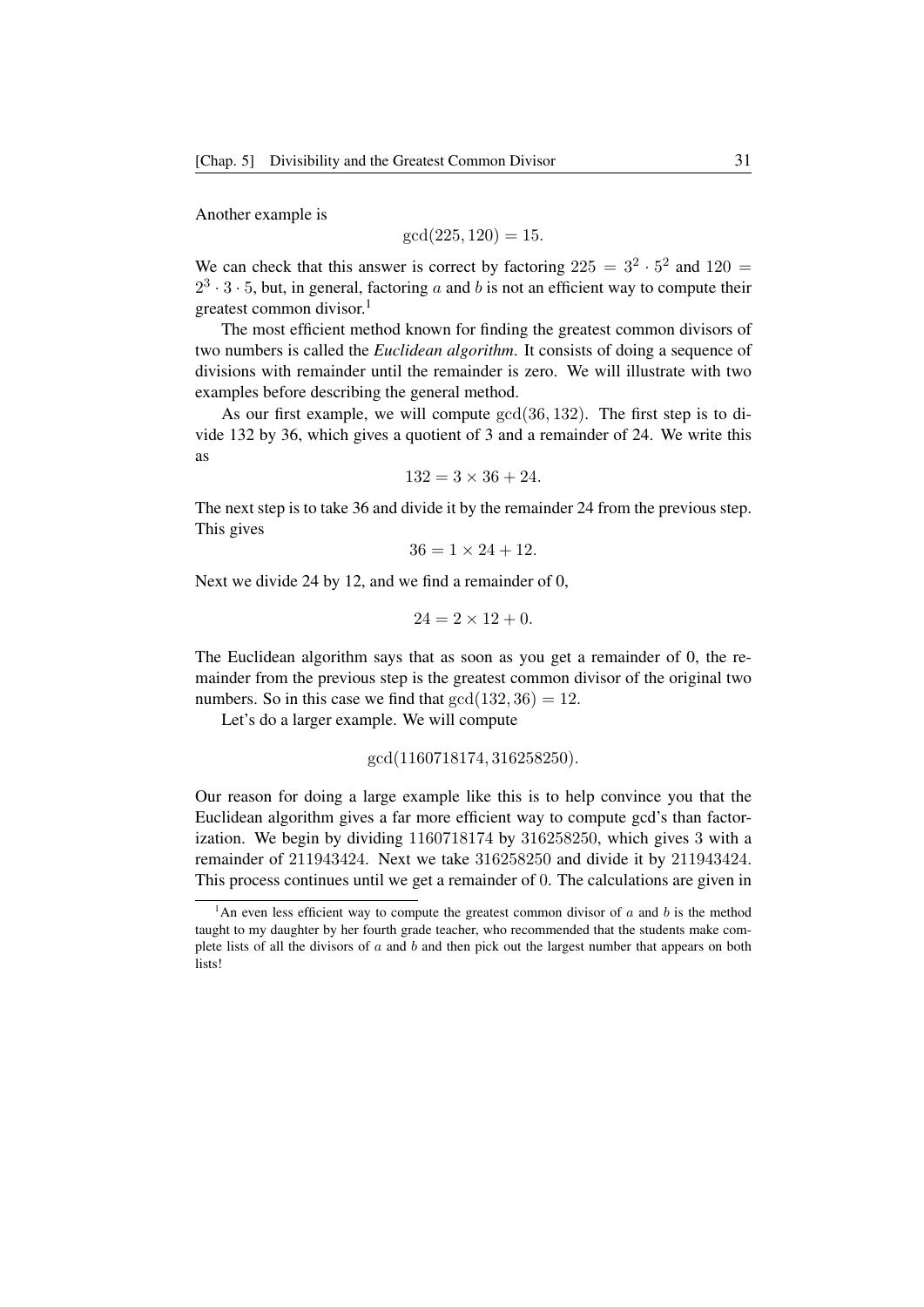Another example is

$$\gcd(225, 120) = 15.$$

We can check that this answer is correct by factoring $225 = 3^2 \cdot 5^2$ and $120 = 2^3 \cdot 3 \cdot 5$, but, in general, factoring $a$ and $b$ is not an efficient way to compute their greatest common divisor.[1]

The most efficient method known for finding the greatest common divisors of two numbers is called the *Euclidean algorithm*. It consists of doing a sequence of divisions with remainder until the remainder is zero. We will illustrate with two examples before describing the general method.

As our first example, we will compute $\gcd(36, 132)$. The first step is to divide 132 by 36, which gives a quotient of 3 and a remainder of 24. We write this as

$$132 = 3 \times 36 + 24.$$

The next step is to take 36 and divide it by the remainder 24 from the previous step. This gives

$$36 = 1 \times 24 + 12.$$

Next we divide 24 by 12, and we find a remainder of 0,

$$24 = 2 \times 12 + 0.$$

The Euclidean algorithm says that as soon as you get a remainder of 0, the remainder from the previous step is the greatest common divisor of the original two numbers. So in this case we find that $\gcd(132, 36) = 12$.

Let's do a larger example. We will compute

$$\gcd(1160718174, 316258250).$$

Our reason for doing a large example like this is to help convince you that the Euclidean algorithm gives a far more efficient way to compute gcd's than factorization. We begin by dividing $1160718174$ by $316258250$, which gives $3$ with a remainder of $211943424$. Next we take $316258250$ and divide it by $211943424$. This process continues until we get a remainder of $0$. The calculations are given in

[1] An even less efficient way to compute the greatest common divisor of $a$ and $b$ is the method taught to my daughter by her fourth grade teacher, who recommended that the students make complete lists of all the divisors of $a$ and $b$ and then pick out the largest number that appears on both lists!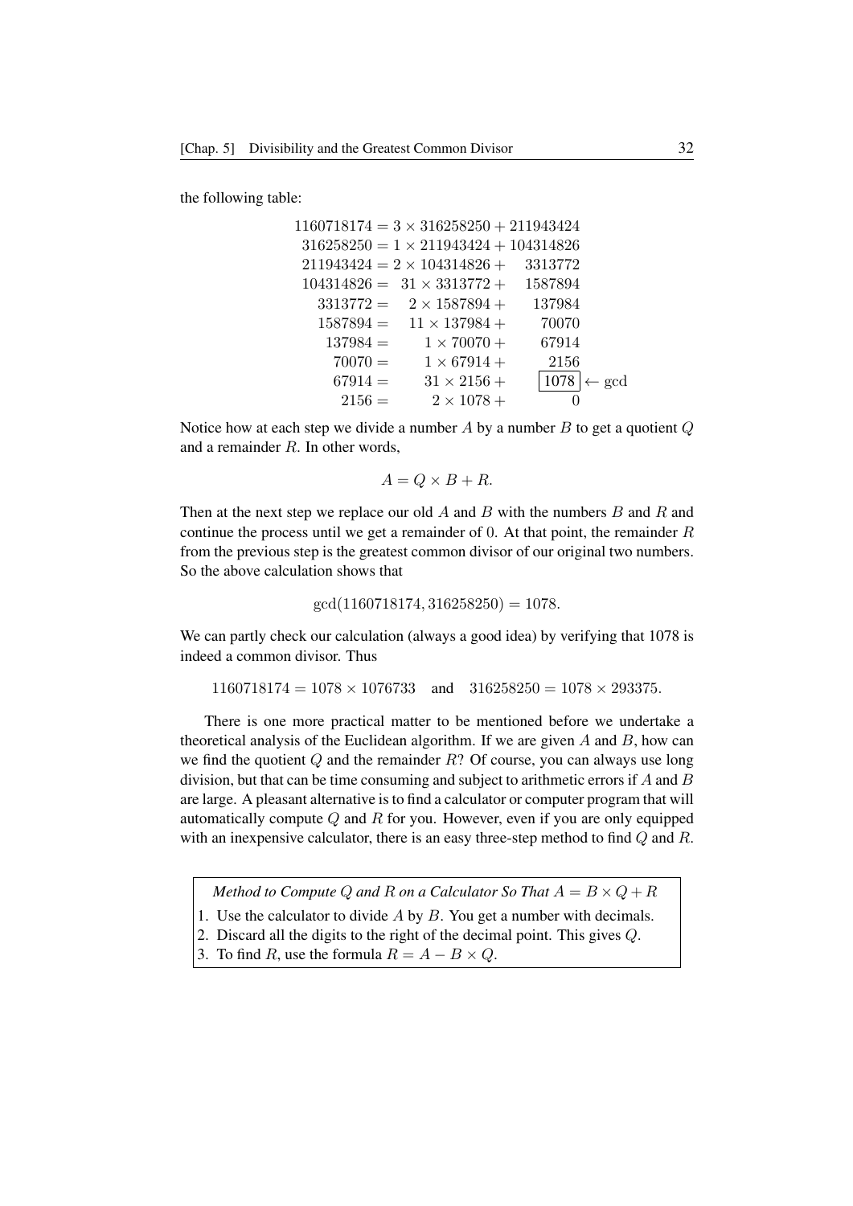the following table:

$$
\begin{aligned}
1160718174 &= 3 \times 316258250 + 211943424 \\
316258250 &= 1 \times 211943424 + 104314826 \\
211943424 &= 2 \times 104314826 + \phantom{0}3313772 \\
104314826 &= 31 \times 3313772 + \phantom{0}1587894 \\
3313772 &= 2 \times 1587894 + \phantom{00}137984 \\
1587894 &= 11 \times 137984 + \phantom{000}70070 \\
137984 &= 1 \times 70070 + \phantom{000}67914 \\
70070 &= 1 \times 67914 + \phantom{0000}2156 \\
67914 &= 31 \times 2156 + \phantom{0000}\boxed{1078} \leftarrow \text{gcd} \\
2156 &= 2 \times 1078 + \phantom{0000000}0
\end{aligned}
$$

Notice how at each step we divide a number $A$ by a number $B$ to get a quotient $Q$ and a remainder $R$. In other words,

$$A = Q \times B + R.$$

Then at the next step we replace our old $A$ and $B$ with the numbers $B$ and $R$ and continue the process until we get a remainder of 0. At that point, the remainder $R$ from the previous step is the greatest common divisor of our original two numbers. So the above calculation shows that

$$\gcd(1160718174, 316258250) = 1078.$$

We can partly check our calculation (always a good idea) by verifying that 1078 is indeed a common divisor. Thus

$$1160718174 = 1078 \times 1076733 \quad \text{and} \quad 316258250 = 1078 \times 293375.$$

There is one more practical matter to be mentioned before we undertake a theoretical analysis of the Euclidean algorithm. If we are given $A$ and $B$, how can we find the quotient $Q$ and the remainder $R$? Of course, you can always use long division, but that can be time consuming and subject to arithmetic errors if $A$ and $B$ are large. A pleasant alternative is to find a calculator or computer program that will automatically compute $Q$ and $R$ for you. However, even if you are only equipped with an inexpensive calculator, there is an easy three-step method to find $Q$ and $R$.

*Method to Compute $Q$ and $R$ on a Calculator So That $A = B \times Q + R$*

1. Use the calculator to divide $A$ by $B$. You get a number with decimals.
2. Discard all the digits to the right of the decimal point. This gives $Q$.
3. To find $R$, use the formula $R = A - B \times Q$.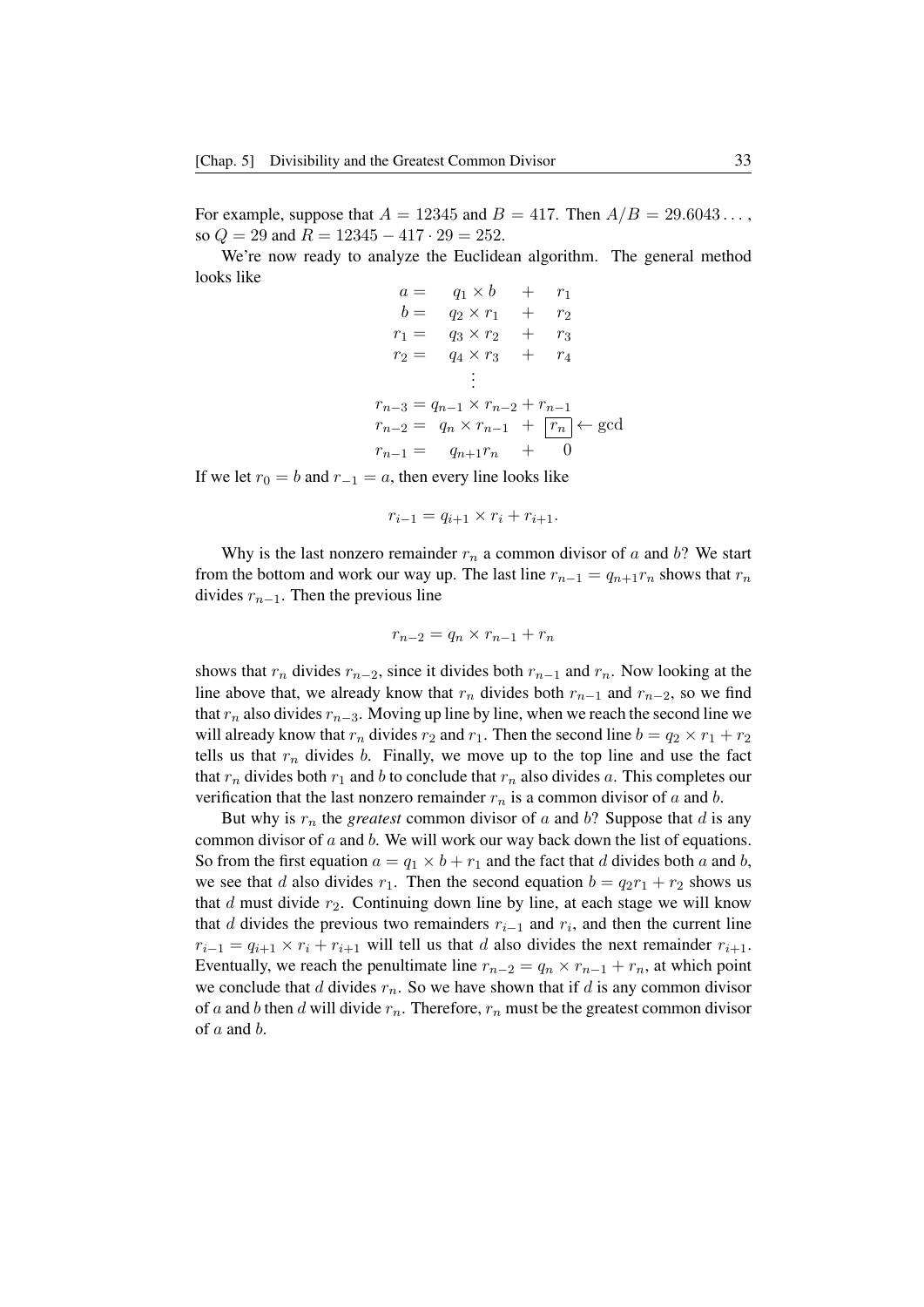For example, suppose that $A = 12345$ and $B = 417$. Then $A/B = 29.6043\ldots$, so $Q = 29$ and $R = 12345 - 417 \cdot 29 = 252$.

We're now ready to analyze the Euclidean algorithm. The general method looks like

$$
\begin{aligned}
a &= \quad q_1 \times b \quad + \quad r_1 \\
b &= \quad q_2 \times r_1 \quad + \quad r_2 \\
r_1 &= \quad q_3 \times r_2 \quad + \quad r_3 \\
r_2 &= \quad q_4 \times r_3 \quad + \quad r_4 \\
&\;\;\vdots \\
r_{n-3} &= q_{n-1} \times r_{n-2} + r_{n-1} \\
r_{n-2} &= \quad q_n \times r_{n-1} \quad + \quad \boxed{r_n} \leftarrow \text{gcd} \\
r_{n-1} &= \quad q_{n+1} r_n \quad + \quad 0
\end{aligned}
$$

If we let $r_0 = b$ and $r_{-1} = a$, then every line looks like

$$r_{i-1} = q_{i+1} \times r_i + r_{i+1}.$$

Why is the last nonzero remainder $r_n$ a common divisor of $a$ and $b$? We start from the bottom and work our way up. The last line $r_{n-1} = q_{n+1} r_n$ shows that $r_n$ divides $r_{n-1}$. Then the previous line

$$r_{n-2} = q_n \times r_{n-1} + r_n$$

shows that $r_n$ divides $r_{n-2}$, since it divides both $r_{n-1}$ and $r_n$. Now looking at the line above that, we already know that $r_n$ divides both $r_{n-1}$ and $r_{n-2}$, so we find that $r_n$ also divides $r_{n-3}$. Moving up line by line, when we reach the second line we will already know that $r_n$ divides $r_2$ and $r_1$. Then the second line $b = q_2 \times r_1 + r_2$ tells us that $r_n$ divides $b$. Finally, we move up to the top line and use the fact that $r_n$ divides both $r_1$ and $b$ to conclude that $r_n$ also divides $a$. This completes our verification that the last nonzero remainder $r_n$ is a common divisor of $a$ and $b$.

But why is $r_n$ the *greatest* common divisor of $a$ and $b$? Suppose that $d$ is any common divisor of $a$ and $b$. We will work our way back down the list of equations. So from the first equation $a = q_1 \times b + r_1$ and the fact that $d$ divides both $a$ and $b$, we see that $d$ also divides $r_1$. Then the second equation $b = q_2 r_1 + r_2$ shows us that $d$ must divide $r_2$. Continuing down line by line, at each stage we will know that $d$ divides the previous two remainders $r_{i-1}$ and $r_i$, and then the current line $r_{i-1} = q_{i+1} \times r_i + r_{i+1}$ will tell us that $d$ also divides the next remainder $r_{i+1}$. Eventually, we reach the penultimate line $r_{n-2} = q_n \times r_{n-1} + r_n$, at which point we conclude that $d$ divides $r_n$. So we have shown that if $d$ is any common divisor of $a$ and $b$ then $d$ will divide $r_n$. Therefore, $r_n$ must be the greatest common divisor of $a$ and $b$.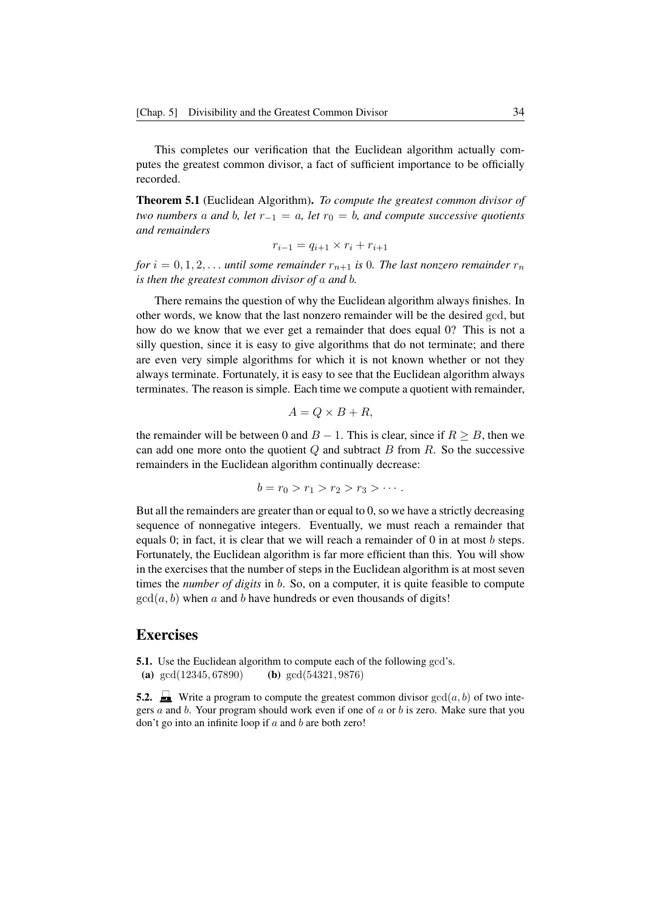This completes our verification that the Euclidean algorithm actually computes the greatest common divisor, a fact of sufficient importance to be officially recorded.

**Theorem 5.1** (Euclidean Algorithm). *To compute the greatest common divisor of two numbers $a$ and $b$, let $r_{-1} = a$, let $r_0 = b$, and compute successive quotients and remainders*

$$r_{i-1} = q_{i+1} \times r_i + r_{i+1}$$

*for $i = 0, 1, 2, \ldots$ until some remainder $r_{n+1}$ is 0. The last nonzero remainder $r_n$ is then the greatest common divisor of $a$ and $b$.*

There remains the question of why the Euclidean algorithm always finishes. In other words, we know that the last nonzero remainder will be the desired gcd, but how do we know that we ever get a remainder that does equal 0? This is not a silly question, since it is easy to give algorithms that do not terminate; and there are even very simple algorithms for which it is not known whether or not they always terminate. Fortunately, it is easy to see that the Euclidean algorithm always terminates. The reason is simple. Each time we compute a quotient with remainder,

$$A = Q \times B + R,$$

the remainder will be between 0 and $B - 1$. This is clear, since if $R \geq B$, then we can add one more onto the quotient $Q$ and subtract $B$ from $R$. So the successive remainders in the Euclidean algorithm continually decrease:

$$b = r_0 > r_1 > r_2 > r_3 > \cdots.$$

But all the remainders are greater than or equal to 0, so we have a strictly decreasing sequence of nonnegative integers. Eventually, we must reach a remainder that equals 0; in fact, it is clear that we will reach a remainder of 0 in at most $b$ steps. Fortunately, the Euclidean algorithm is far more efficient than this. You will show in the exercises that the number of steps in the Euclidean algorithm is at most seven times the *number of digits* in $b$. So, on a computer, it is quite feasible to compute $\gcd(a, b)$ when $a$ and $b$ have hundreds or even thousands of digits!

## Exercises

**5.1.** Use the Euclidean algorithm to compute each of the following gcd's.
**(a)** $\gcd(12345, 67890)$ **(b)** $\gcd(54321, 9876)$

**5.2.** Write a program to compute the greatest common divisor $\gcd(a, b)$ of two integers $a$ and $b$. Your program should work even if one of $a$ or $b$ is zero. Make sure that you don't go into an infinite loop if $a$ and $b$ are both zero!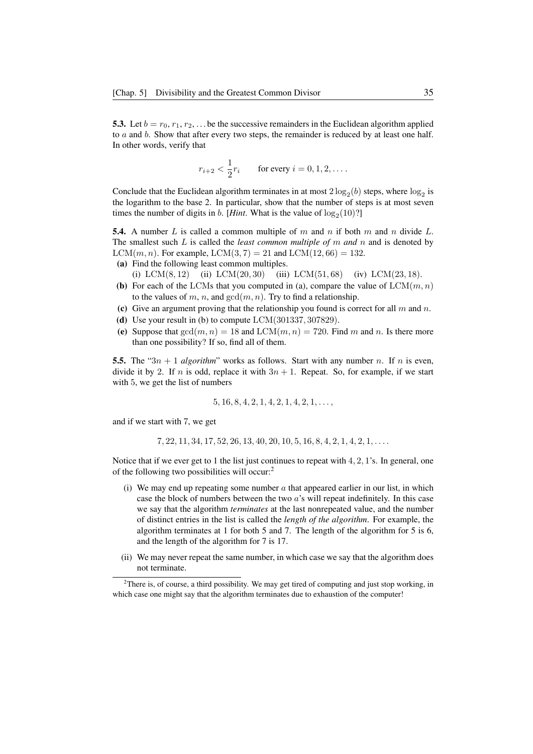**5.3.** Let $b = r_0, r_1, r_2, \ldots$ be the successive remainders in the Euclidean algorithm applied to $a$ and $b$. Show that after every two steps, the remainder is reduced by at least one half. In other words, verify that

$$r_{i+2} < \frac{1}{2} r_i \qquad \text{for every } i = 0, 1, 2, \ldots.$$

Conclude that the Euclidean algorithm terminates in at most $2\log_2(b)$ steps, where $\log_2$ is the logarithm to the base 2. In particular, show that the number of steps is at most seven times the number of digits in $b$. [*Hint.* What is the value of $\log_2(10)$?]

**5.4.** A number $L$ is called a common multiple of $m$ and $n$ if both $m$ and $n$ divide $L$. The smallest such $L$ is called the *least common multiple of* $m$ *and* $n$ and is denoted by $\mathrm{LCM}(m, n)$. For example, $\mathrm{LCM}(3, 7) = 21$ and $\mathrm{LCM}(12, 66) = 132$.

**(a)** Find the following least common multiples.
(i) $\mathrm{LCM}(8, 12)$ (ii) $\mathrm{LCM}(20, 30)$ (iii) $\mathrm{LCM}(51, 68)$ (iv) $\mathrm{LCM}(23, 18)$.

**(b)** For each of the LCMs that you computed in (a), compare the value of $\mathrm{LCM}(m, n)$ to the values of $m$, $n$, and $\gcd(m, n)$. Try to find a relationship.

**(c)** Give an argument proving that the relationship you found is correct for all $m$ and $n$.

**(d)** Use your result in (b) to compute $\mathrm{LCM}(301337, 307829)$.

**(e)** Suppose that $\gcd(m, n) = 18$ and $\mathrm{LCM}(m, n) = 720$. Find $m$ and $n$. Is there more than one possibility? If so, find all of them.

**5.5.** The "$3n + 1$ *algorithm*" works as follows. Start with any number $n$. If $n$ is even, divide it by 2. If $n$ is odd, replace it with $3n + 1$. Repeat. So, for example, if we start with 5, we get the list of numbers

$$5, 16, 8, 4, 2, 1, 4, 2, 1, 4, 2, 1, \ldots,$$

and if we start with 7, we get

$$7, 22, 11, 34, 17, 52, 26, 13, 40, 20, 10, 5, 16, 8, 4, 2, 1, 4, 2, 1, \ldots.$$

Notice that if we ever get to 1 the list just continues to repeat with $4, 2, 1$'s. In general, one of the following two possibilities will occur:[2]

(i) We may end up repeating some number $a$ that appeared earlier in our list, in which case the block of numbers between the two $a$'s will repeat indefinitely. In this case we say that the algorithm *terminates* at the last nonrepeated value, and the number of distinct entries in the list is called the *length of the algorithm*. For example, the algorithm terminates at 1 for both 5 and 7. The length of the algorithm for 5 is 6, and the length of the algorithm for 7 is 17.

(ii) We may never repeat the same number, in which case we say that the algorithm does not terminate.

[2] There is, of course, a third possibility. We may get tired of computing and just stop working, in which case one might say that the algorithm terminates due to exhaustion of the computer!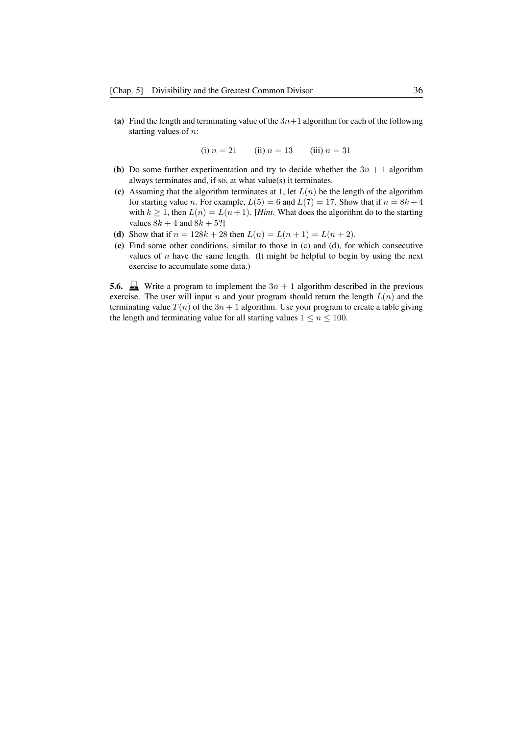**(a)** Find the length and terminating value of the $3n+1$ algorithm for each of the following starting values of $n$:

$$\text{(i) } n = 21 \qquad \text{(ii) } n = 13 \qquad \text{(iii) } n = 31$$

**(b)** Do some further experimentation and try to decide whether the $3n+1$ algorithm always terminates and, if so, at what value(s) it terminates.

**(c)** Assuming that the algorithm terminates at 1, let $L(n)$ be the length of the algorithm for starting value $n$. For example, $L(5) = 6$ and $L(7) = 17$. Show that if $n = 8k+4$ with $k \geq 1$, then $L(n) = L(n+1)$. [*Hint*. What does the algorithm do to the starting values $8k+4$ and $8k+5$?]

**(d)** Show that if $n = 128k + 28$ then $L(n) = L(n+1) = L(n+2)$.

**(e)** Find some other conditions, similar to those in (c) and (d), for which consecutive values of $n$ have the same length. (It might be helpful to begin by using the next exercise to accumulate some data.)

**5.6.** Write a program to implement the $3n+1$ algorithm described in the previous exercise. The user will input $n$ and your program should return the length $L(n)$ and the terminating value $T(n)$ of the $3n+1$ algorithm. Use your program to create a table giving the length and terminating value for all starting values $1 \leq n \leq 100$.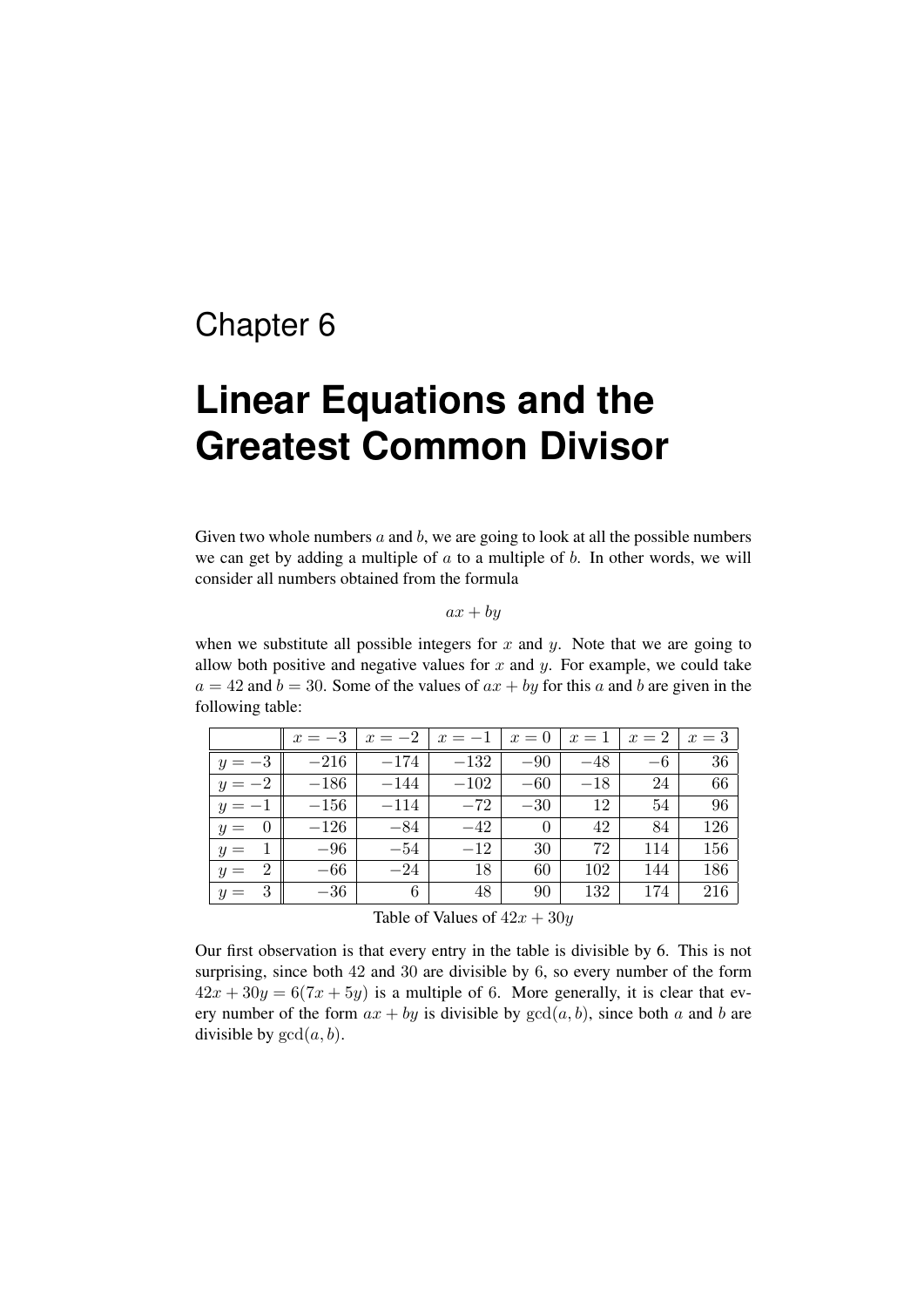# Chapter 6

# Linear Equations and the Greatest Common Divisor

Given two whole numbers $a$ and $b$, we are going to look at all the possible numbers we can get by adding a multiple of $a$ to a multiple of $b$. In other words, we will consider all numbers obtained from the formula

$$ax + by$$

when we substitute all possible integers for $x$ and $y$. Note that we are going to allow both positive and negative values for $x$ and $y$. For example, we could take $a = 42$ and $b = 30$. Some of the values of $ax + by$ for this $a$ and $b$ are given in the following table:

| | $x = -3$ | $x = -2$ | $x = -1$ | $x = 0$ | $x = 1$ | $x = 2$ | $x = 3$ |
|---|---|---|---|---|---|---|---|
| $y = -3$ | $-216$ | $-174$ | $-132$ | $-90$ | $-48$ | $-6$ | $36$ |
| $y = -2$ | $-186$ | $-144$ | $-102$ | $-60$ | $-18$ | $24$ | $66$ |
| $y = -1$ | $-156$ | $-114$ | $-72$ | $-30$ | $12$ | $54$ | $96$ |
| $y = 0$ | $-126$ | $-84$ | $-42$ | $0$ | $42$ | $84$ | $126$ |
| $y = 1$ | $-96$ | $-54$ | $-12$ | $30$ | $72$ | $114$ | $156$ |
| $y = 2$ | $-66$ | $-24$ | $18$ | $60$ | $102$ | $144$ | $186$ |
| $y = 3$ | $-36$ | $6$ | $48$ | $90$ | $132$ | $174$ | $216$ |

Table of Values of $42x + 30y$

Our first observation is that every entry in the table is divisible by 6. This is not surprising, since both 42 and 30 are divisible by 6, so every number of the form $42x + 30y = 6(7x + 5y)$ is a multiple of 6. More generally, it is clear that every number of the form $ax + by$ is divisible by $\gcd(a, b)$, since both $a$ and $b$ are divisible by $\gcd(a, b)$.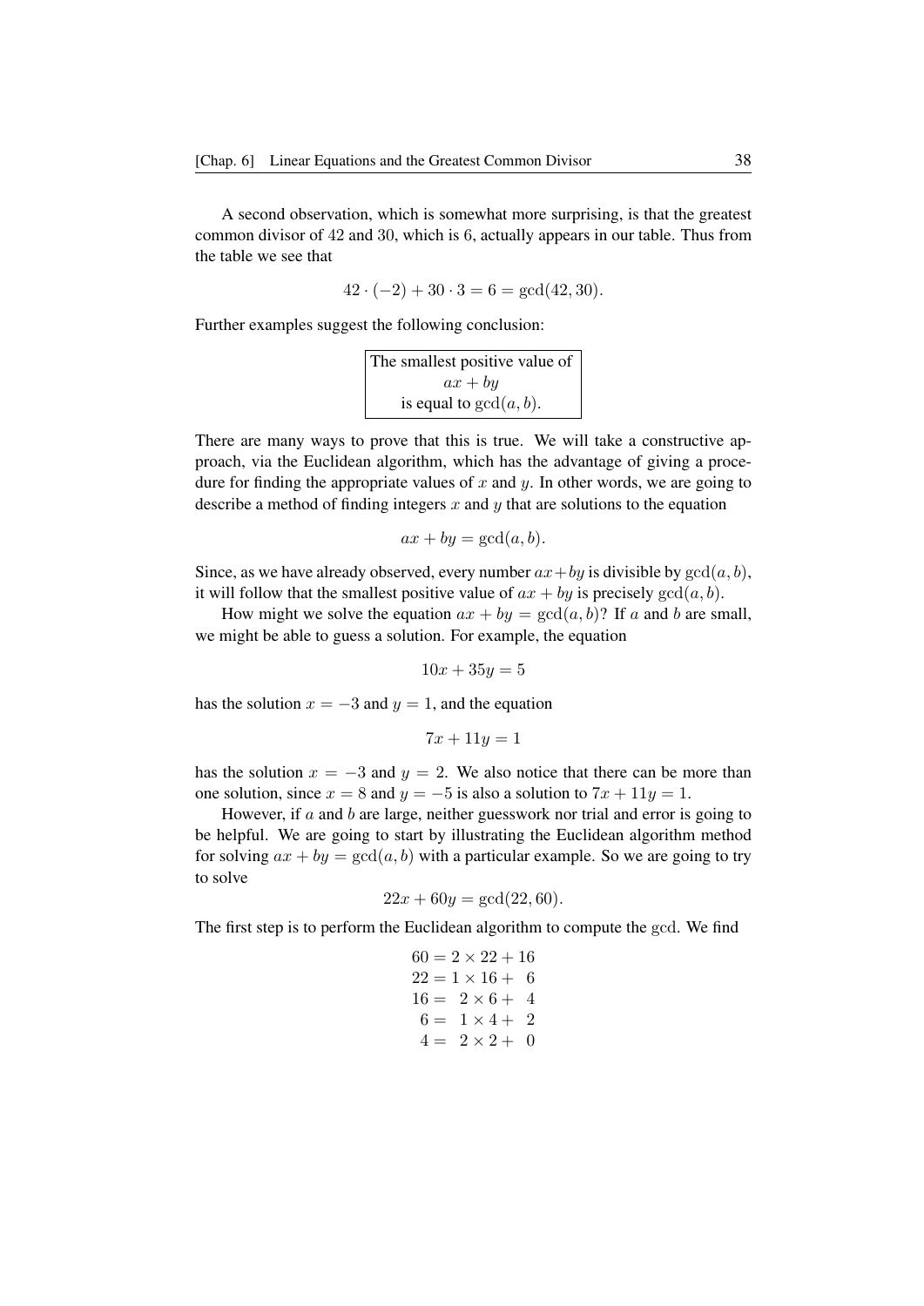A second observation, which is somewhat more surprising, is that the greatest common divisor of 42 and 30, which is 6, actually appears in our table. Thus from the table we see that

$$42 \cdot (-2) + 30 \cdot 3 = 6 = \gcd(42, 30).$$

Further examples suggest the following conclusion:

$$\boxed{\begin{array}{c}\text{The smallest positive value of} \\ ax + by \\ \text{is equal to } \gcd(a, b).\end{array}}$$

There are many ways to prove that this is true. We will take a constructive approach, via the Euclidean algorithm, which has the advantage of giving a procedure for finding the appropriate values of $x$ and $y$. In other words, we are going to describe a method of finding integers $x$ and $y$ that are solutions to the equation

$$ax + by = \gcd(a, b).$$

Since, as we have already observed, every number $ax+by$ is divisible by $\gcd(a, b)$, it will follow that the smallest positive value of $ax + by$ is precisely $\gcd(a, b)$.

How might we solve the equation $ax + by = \gcd(a, b)$? If $a$ and $b$ are small, we might be able to guess a solution. For example, the equation

$$10x + 35y = 5$$

has the solution $x = -3$ and $y = 1$, and the equation

$$7x + 11y = 1$$

has the solution $x = -3$ and $y = 2$. We also notice that there can be more than one solution, since $x = 8$ and $y = -5$ is also a solution to $7x + 11y = 1$.

However, if $a$ and $b$ are large, neither guesswork nor trial and error is going to be helpful. We are going to start by illustrating the Euclidean algorithm method for solving $ax + by = \gcd(a, b)$ with a particular example. So we are going to try to solve

$$22x + 60y = \gcd(22, 60).$$

The first step is to perform the Euclidean algorithm to compute the gcd. We find

$$\begin{aligned}
60 &= 2 \times 22 + 16 \\
22 &= 1 \times 16 + \phantom{0}6 \\
16 &= \phantom{0}2 \times 6 + \phantom{0}4 \\
6 &= \phantom{0}1 \times 4 + \phantom{0}2 \\
4 &= \phantom{0}2 \times 2 + \phantom{0}0
\end{aligned}$$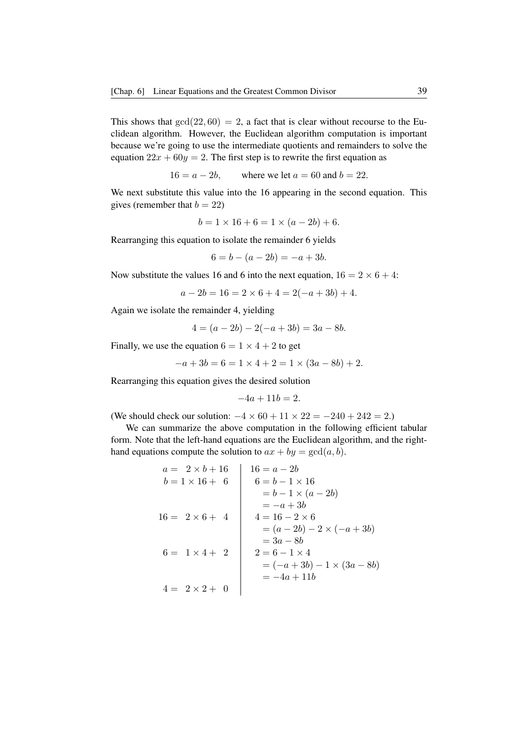This shows that $\gcd(22, 60) = 2$, a fact that is clear without recourse to the Euclidean algorithm. However, the Euclidean algorithm computation is important because we're going to use the intermediate quotients and remainders to solve the equation $22x + 60y = 2$. The first step is to rewrite the first equation as

$$16 = a - 2b, \qquad \text{where we let } a = 60 \text{ and } b = 22.$$

We next substitute this value into the 16 appearing in the second equation. This gives (remember that $b = 22$)

$$b = 1 \times 16 + 6 = 1 \times (a - 2b) + 6.$$

Rearranging this equation to isolate the remainder 6 yields

$$6 = b - (a - 2b) = -a + 3b.$$

Now substitute the values 16 and 6 into the next equation, $16 = 2 \times 6 + 4$:

$$a - 2b = 16 = 2 \times 6 + 4 = 2(-a + 3b) + 4.$$

Again we isolate the remainder 4, yielding

$$4 = (a - 2b) - 2(-a + 3b) = 3a - 8b.$$

Finally, we use the equation $6 = 1 \times 4 + 2$ to get

$$-a + 3b = 6 = 1 \times 4 + 2 = 1 \times (3a - 8b) + 2.$$

Rearranging this equation gives the desired solution

$$-4a + 11b = 2.$$

(We should check our solution: $-4 \times 60 + 11 \times 22 = -240 + 242 = 2$.)

We can summarize the above computation in the following efficient tabular form. Note that the left-hand equations are the Euclidean algorithm, and the right-hand equations compute the solution to $ax + by = \gcd(a, b)$.

$$
\begin{array}{r|l}
a = \;\; 2 \times b + 16 & 16 = a - 2b \\
b = 1 \times 16 + \;\; 6 & \;\;6 = b - 1 \times 16 \\
 & \;\;\;\; = b - 1 \times (a - 2b) \\
 & \;\;\;\; = -a + 3b \\
16 = \;\; 2 \times 6 + \;\; 4 & \;\;4 = 16 - 2 \times 6 \\
 & \;\;\;\; = (a - 2b) - 2 \times (-a + 3b) \\
 & \;\;\;\; = 3a - 8b \\
6 = \;\; 1 \times 4 + \;\; 2 & \;\;2 = 6 - 1 \times 4 \\
 & \;\;\;\; = (-a + 3b) - 1 \times (3a - 8b) \\
 & \;\;\;\; = -4a + 11b \\
4 = \;\; 2 \times 2 + \;\; 0 &
\end{array}
$$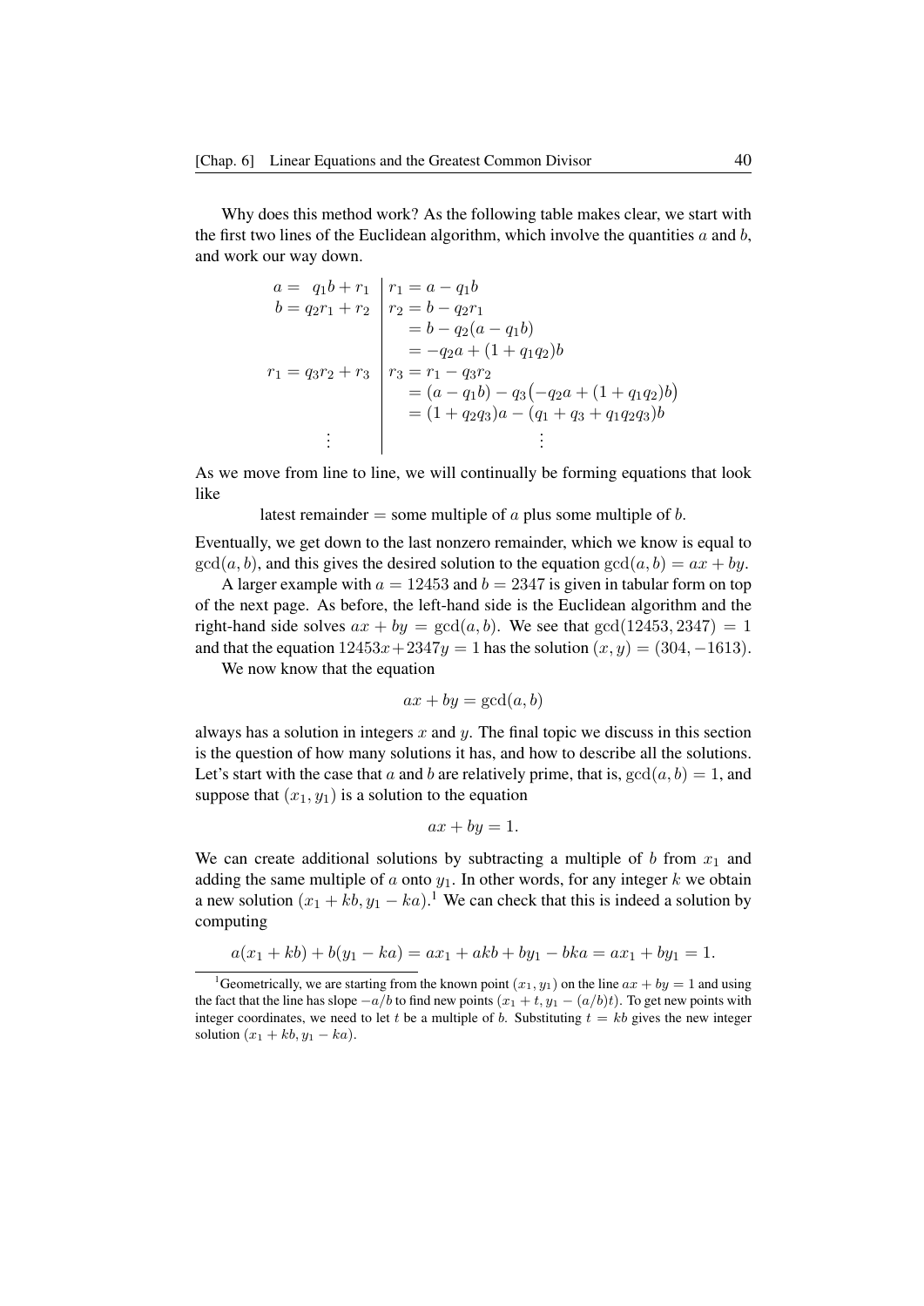Why does this method work? As the following table makes clear, we start with the first two lines of the Euclidean algorithm, which involve the quantities $a$ and $b$, and work our way down.

$$
\begin{array}{r|l}
a = \ q_1 b + r_1 & r_1 = a - q_1 b \\
b = q_2 r_1 + r_2 & r_2 = b - q_2 r_1 \\
 & \quad = b - q_2(a - q_1 b) \\
 & \quad = -q_2 a + (1 + q_1 q_2) b \\
r_1 = q_3 r_2 + r_3 & r_3 = r_1 - q_3 r_2 \\
 & \quad = (a - q_1 b) - q_3\bigl(-q_2 a + (1 + q_1 q_2) b\bigr) \\
 & \quad = (1 + q_2 q_3) a - (q_1 + q_3 + q_1 q_2 q_3) b \\
\vdots & \qquad\qquad \vdots
\end{array}
$$

As we move from line to line, we will continually be forming equations that look like

latest remainder = some multiple of $a$ plus some multiple of $b$.

Eventually, we get down to the last nonzero remainder, which we know is equal to $\gcd(a, b)$, and this gives the desired solution to the equation $\gcd(a, b) = ax + by$.

A larger example with $a = 12453$ and $b = 2347$ is given in tabular form on top of the next page. As before, the left-hand side is the Euclidean algorithm and the right-hand side solves $ax + by = \gcd(a, b)$. We see that $\gcd(12453, 2347) = 1$ and that the equation $12453x + 2347y = 1$ has the solution $(x, y) = (304, -1613)$.

We now know that the equation

$$ax + by = \gcd(a, b)$$

always has a solution in integers $x$ and $y$. The final topic we discuss in this section is the question of how many solutions it has, and how to describe all the solutions. Let's start with the case that $a$ and $b$ are relatively prime, that is, $\gcd(a, b) = 1$, and suppose that $(x_1, y_1)$ is a solution to the equation

$$ax + by = 1.$$

We can create additional solutions by subtracting a multiple of $b$ from $x_1$ and adding the same multiple of $a$ onto $y_1$. In other words, for any integer $k$ we obtain a new solution $(x_1 + kb, y_1 - ka)$.[1] We can check that this is indeed a solution by computing

$$a(x_1 + kb) + b(y_1 - ka) = ax_1 + akb + by_1 - bka = ax_1 + by_1 = 1.$$

---

[1] Geometrically, we are starting from the known point $(x_1, y_1)$ on the line $ax + by = 1$ and using the fact that the line has slope $-a/b$ to find new points $(x_1 + t, y_1 - (a/b)t)$. To get new points with integer coordinates, we need to let $t$ be a multiple of $b$. Substituting $t = kb$ gives the new integer solution $(x_1 + kb, y_1 - ka)$.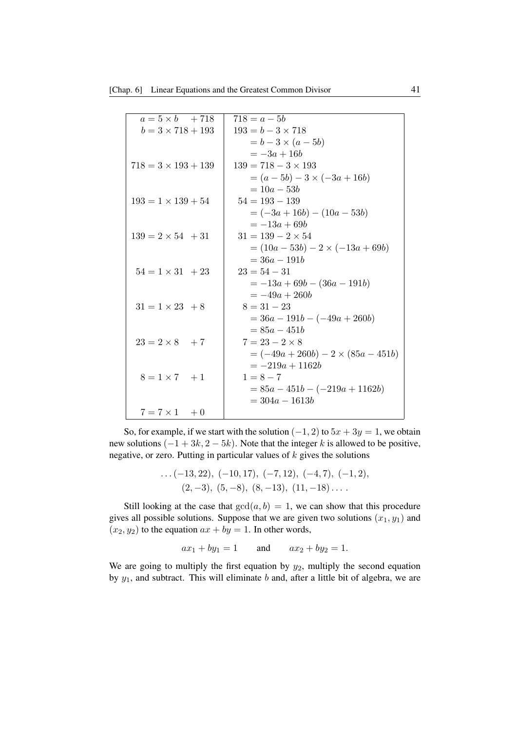| | |
|---|---|
| $a = 5 \times b \quad + 718$ | $718 = a - 5b$ |
| $b = 3 \times 718 + 193$ | $193 = b - 3 \times 718$ |
| | $\quad = b - 3 \times (a - 5b)$ |
| | $\quad = -3a + 16b$ |
| $718 = 3 \times 193 + 139$ | $139 = 718 - 3 \times 193$ |
| | $\quad = (a - 5b) - 3 \times (-3a + 16b)$ |
| | $\quad = 10a - 53b$ |
| $193 = 1 \times 139 + 54$ | $54 = 193 - 139$ |
| | $\quad = (-3a + 16b) - (10a - 53b)$ |
| | $\quad = -13a + 69b$ |
| $139 = 2 \times 54 \quad + 31$ | $31 = 139 - 2 \times 54$ |
| | $\quad = (10a - 53b) - 2 \times (-13a + 69b)$ |
| | $\quad = 36a - 191b$ |
| $54 = 1 \times 31 \quad + 23$ | $23 = 54 - 31$ |
| | $\quad = -13a + 69b - (36a - 191b)$ |
| | $\quad = -49a + 260b$ |
| $31 = 1 \times 23 \quad + 8$ | $8 = 31 - 23$ |
| | $\quad = 36a - 191b - (-49a + 260b)$ |
| | $\quad = 85a - 451b$ |
| $23 = 2 \times 8 \quad + 7$ | $7 = 23 - 2 \times 8$ |
| | $\quad = (-49a + 260b) - 2 \times (85a - 451b)$ |
| | $\quad = -219a + 1162b$ |
| $8 = 1 \times 7 \quad + 1$ | $1 = 8 - 7$ |
| | $\quad = 85a - 451b - (-219a + 1162b)$ |
| | $\quad = 304a - 1613b$ |
| $7 = 7 \times 1 \quad + 0$ | |

So, for example, if we start with the solution $(-1, 2)$ to $5x + 3y = 1$, we obtain new solutions $(-1 + 3k, 2 - 5k)$. Note that the integer $k$ is allowed to be positive, negative, or zero. Putting in particular values of $k$ gives the solutions

$$\ldots (-13, 22),\ (-10, 17),\ (-7, 12),\ (-4, 7),\ (-1, 2),$$
$$(2, -3),\ (5, -8),\ (8, -13),\ (11, -18) \ldots.$$

Still looking at the case that $\gcd(a, b) = 1$, we can show that this procedure gives all possible solutions. Suppose that we are given two solutions $(x_1, y_1)$ and $(x_2, y_2)$ to the equation $ax + by = 1$. In other words,

$$ax_1 + by_1 = 1 \qquad \text{and} \qquad ax_2 + by_2 = 1.$$

We are going to multiply the first equation by $y_2$, multiply the second equation by $y_1$, and subtract. This will eliminate $b$ and, after a little bit of algebra, we are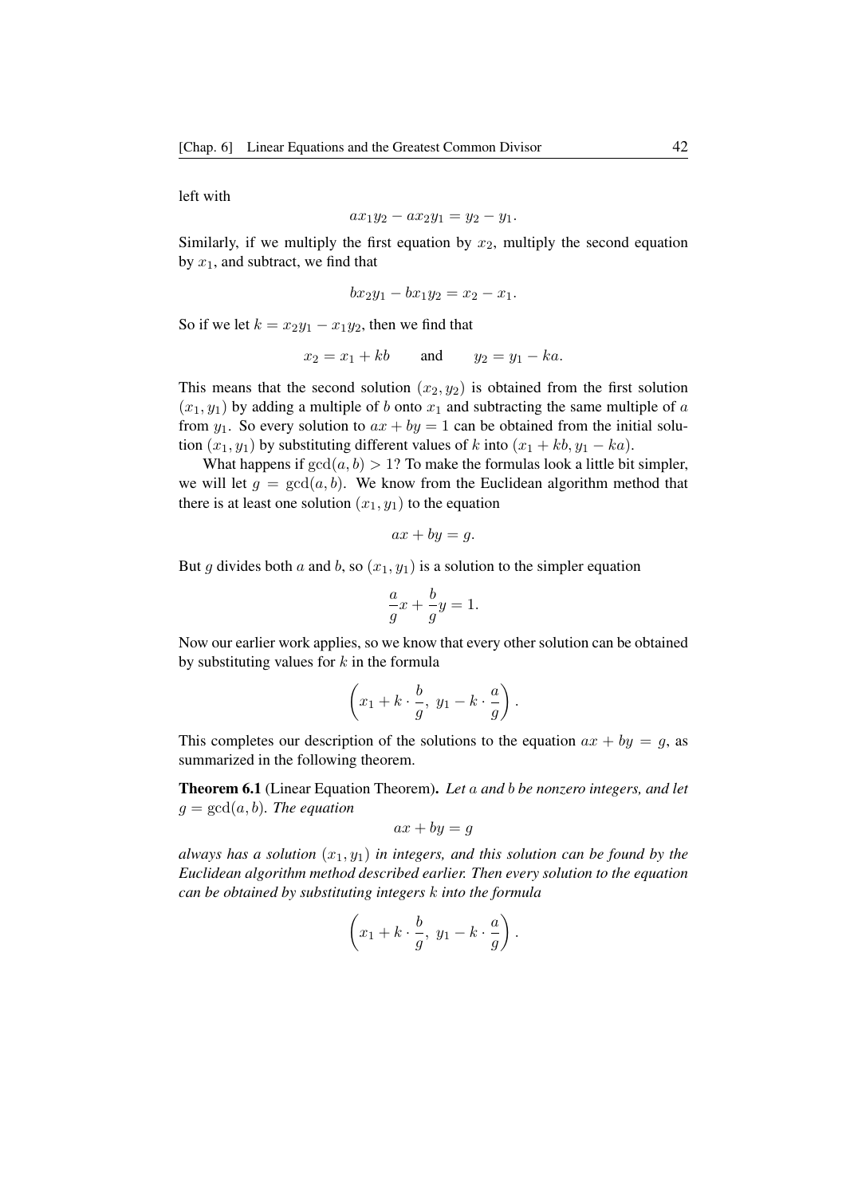left with

$$ax_1y_2 - ax_2y_1 = y_2 - y_1.$$

Similarly, if we multiply the first equation by $x_2$, multiply the second equation by $x_1$, and subtract, we find that

$$bx_2y_1 - bx_1y_2 = x_2 - x_1.$$

So if we let $k = x_2y_1 - x_1y_2$, then we find that

$$x_2 = x_1 + kb \qquad \text{and} \qquad y_2 = y_1 - ka.$$

This means that the second solution $(x_2, y_2)$ is obtained from the first solution $(x_1, y_1)$ by adding a multiple of $b$ onto $x_1$ and subtracting the same multiple of $a$ from $y_1$. So every solution to $ax + by = 1$ can be obtained from the initial solution $(x_1, y_1)$ by substituting different values of $k$ into $(x_1 + kb, y_1 - ka)$.

What happens if $\gcd(a, b) > 1$? To make the formulas look a little bit simpler, we will let $g = \gcd(a, b)$. We know from the Euclidean algorithm method that there is at least one solution $(x_1, y_1)$ to the equation

$$ax + by = g.$$

But $g$ divides both $a$ and $b$, so $(x_1, y_1)$ is a solution to the simpler equation

$$\frac{a}{g}x + \frac{b}{g}y = 1.$$

Now our earlier work applies, so we know that every other solution can be obtained by substituting values for $k$ in the formula

$$\left(x_1 + k \cdot \frac{b}{g},\ y_1 - k \cdot \frac{a}{g}\right).$$

This completes our description of the solutions to the equation $ax + by = g$, as summarized in the following theorem.

**Theorem 6.1** (Linear Equation Theorem). *Let $a$ and $b$ be nonzero integers, and let $g = \gcd(a, b)$. The equation*

$$ax + by = g$$

*always has a solution $(x_1, y_1)$ in integers, and this solution can be found by the Euclidean algorithm method described earlier. Then every solution to the equation can be obtained by substituting integers $k$ into the formula*

$$\left(x_1 + k \cdot \frac{b}{g},\ y_1 - k \cdot \frac{a}{g}\right).$$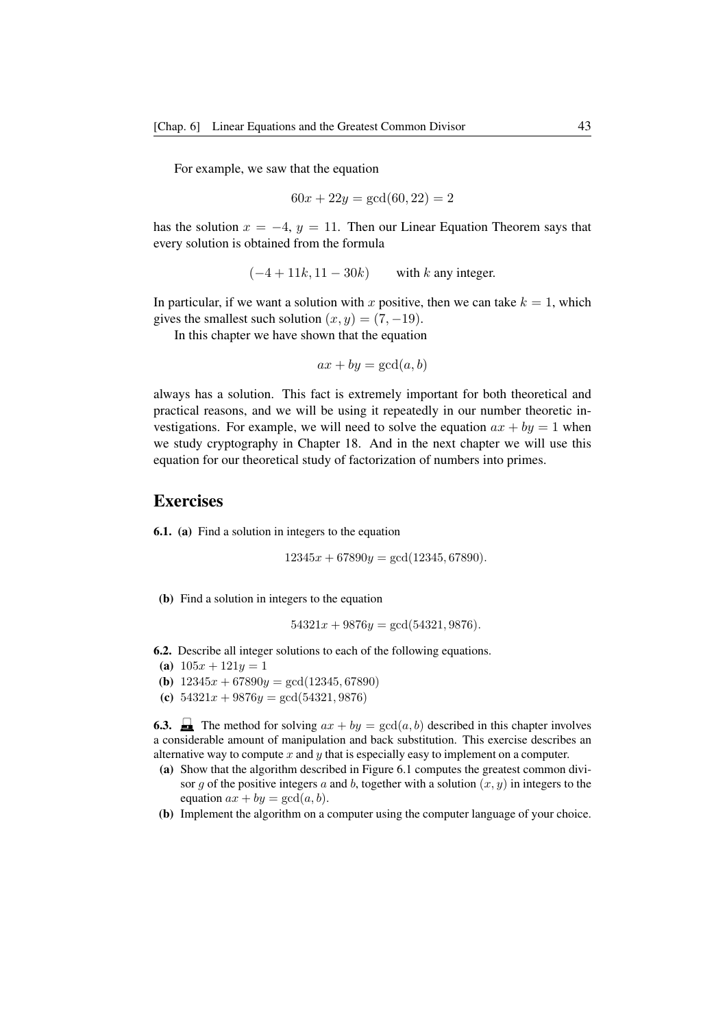For example, we saw that the equation

$$60x + 22y = \gcd(60, 22) = 2$$

has the solution $x = -4$, $y = 11$. Then our Linear Equation Theorem says that every solution is obtained from the formula

$$(-4 + 11k, 11 - 30k) \qquad \text{with } k \text{ any integer.}$$

In particular, if we want a solution with $x$ positive, then we can take $k = 1$, which gives the smallest such solution $(x, y) = (7, -19)$.

In this chapter we have shown that the equation

$$ax + by = \gcd(a, b)$$

always has a solution. This fact is extremely important for both theoretical and practical reasons, and we will be using it repeatedly in our number theoretic investigations. For example, we will need to solve the equation $ax + by = 1$ when we study cryptography in Chapter 18. And in the next chapter we will use this equation for our theoretical study of factorization of numbers into primes.

## Exercises

**6.1.** **(a)** Find a solution in integers to the equation

$$12345x + 67890y = \gcd(12345, 67890).$$

**(b)** Find a solution in integers to the equation

$$54321x + 9876y = \gcd(54321, 9876).$$

**6.2.** Describe all integer solutions to each of the following equations.

**(a)** $105x + 121y = 1$

**(b)** $12345x + 67890y = \gcd(12345, 67890)$

**(c)** $54321x + 9876y = \gcd(54321, 9876)$

**6.3.** The method for solving $ax + by = \gcd(a, b)$ described in this chapter involves a considerable amount of manipulation and back substitution. This exercise describes an alternative way to compute $x$ and $y$ that is especially easy to implement on a computer.

**(a)** Show that the algorithm described in Figure 6.1 computes the greatest common divisor $g$ of the positive integers $a$ and $b$, together with a solution $(x, y)$ in integers to the equation $ax + by = \gcd(a, b)$.

**(b)** Implement the algorithm on a computer using the computer language of your choice.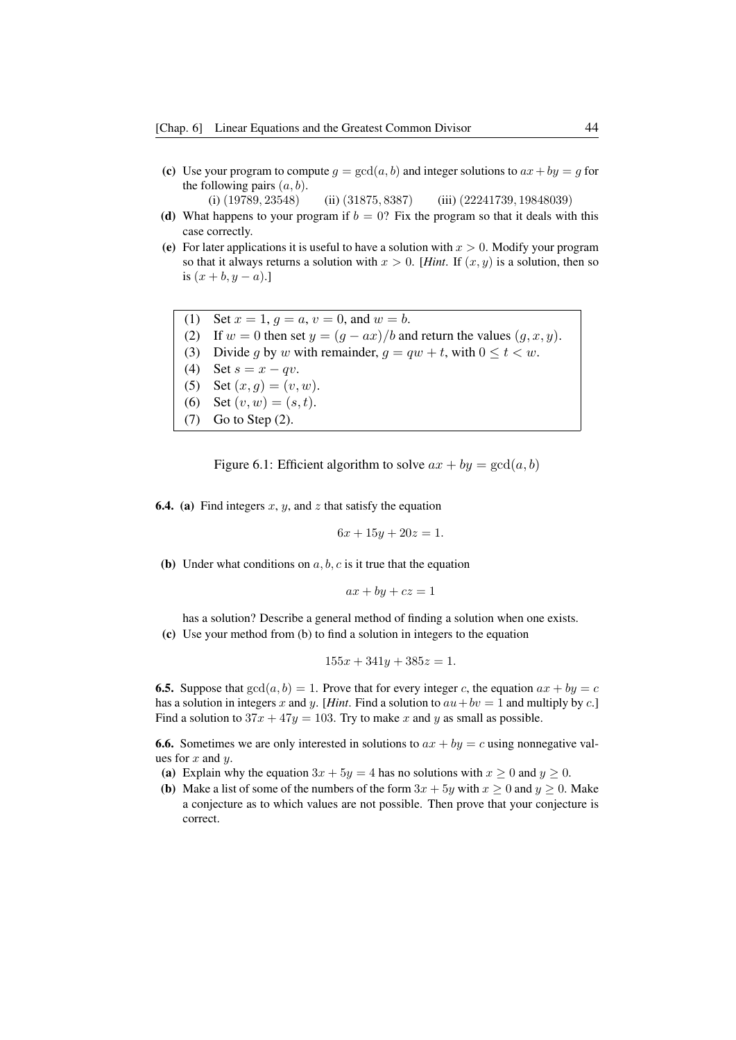**(c)** Use your program to compute $g = \gcd(a, b)$ and integer solutions to $ax + by = g$ for the following pairs $(a, b)$.

(i) $(19789, 23548)$ (ii) $(31875, 8387)$ (iii) $(22241739, 19848039)$

**(d)** What happens to your program if $b = 0$? Fix the program so that it deals with this case correctly.

**(e)** For later applications it is useful to have a solution with $x > 0$. Modify your program so that it always returns a solution with $x > 0$. [*Hint*. If $(x, y)$ is a solution, then so is $(x + b, y - a)$.]

| | |
|---|---|
| (1) | Set $x = 1$, $g = a$, $v = 0$, and $w = b$. |
| (2) | If $w = 0$ then set $y = (g - ax)/b$ and return the values $(g, x, y)$. |
| (3) | Divide $g$ by $w$ with remainder, $g = qw + t$, with $0 \leq t < w$. |
| (4) | Set $s = x - qv$. |
| (5) | Set $(x, g) = (v, w)$. |
| (6) | Set $(v, w) = (s, t)$. |
| (7) | Go to Step (2). |

Figure 6.1: Efficient algorithm to solve $ax + by = \gcd(a, b)$

**6.4. (a)** Find integers $x$, $y$, and $z$ that satisfy the equation

$$6x + 15y + 20z = 1.$$

**(b)** Under what conditions on $a, b, c$ is it true that the equation

$$ax + by + cz = 1$$

has a solution? Describe a general method of finding a solution when one exists.

**(c)** Use your method from (b) to find a solution in integers to the equation

$$155x + 341y + 385z = 1.$$

**6.5.** Suppose that $\gcd(a, b) = 1$. Prove that for every integer $c$, the equation $ax + by = c$ has a solution in integers $x$ and $y$. [*Hint*. Find a solution to $au + bv = 1$ and multiply by $c$.] Find a solution to $37x + 47y = 103$. Try to make $x$ and $y$ as small as possible.

**6.6.** Sometimes we are only interested in solutions to $ax + by = c$ using nonnegative values for $x$ and $y$.

**(a)** Explain why the equation $3x + 5y = 4$ has no solutions with $x \geq 0$ and $y \geq 0$.

**(b)** Make a list of some of the numbers of the form $3x + 5y$ with $x \geq 0$ and $y \geq 0$. Make a conjecture as to which values are not possible. Then prove that your conjecture is correct.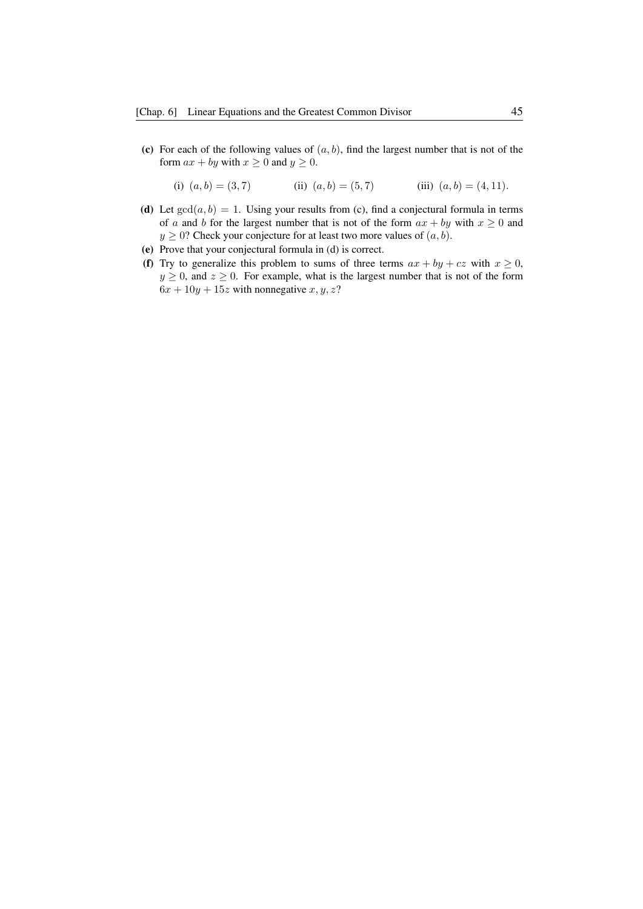**(c)** For each of the following values of $(a, b)$, find the largest number that is not of the form $ax + by$ with $x \geq 0$ and $y \geq 0$.

(i) $(a, b) = (3, 7)$ (ii) $(a, b) = (5, 7)$ (iii) $(a, b) = (4, 11)$.

**(d)** Let $\gcd(a, b) = 1$. Using your results from (c), find a conjectural formula in terms of $a$ and $b$ for the largest number that is not of the form $ax + by$ with $x \geq 0$ and $y \geq 0$? Check your conjecture for at least two more values of $(a, b)$.

**(e)** Prove that your conjectural formula in (d) is correct.

**(f)** Try to generalize this problem to sums of three terms $ax + by + cz$ with $x \geq 0$, $y \geq 0$, and $z \geq 0$. For example, what is the largest number that is not of the form $6x + 10y + 15z$ with nonnegative $x, y, z$?